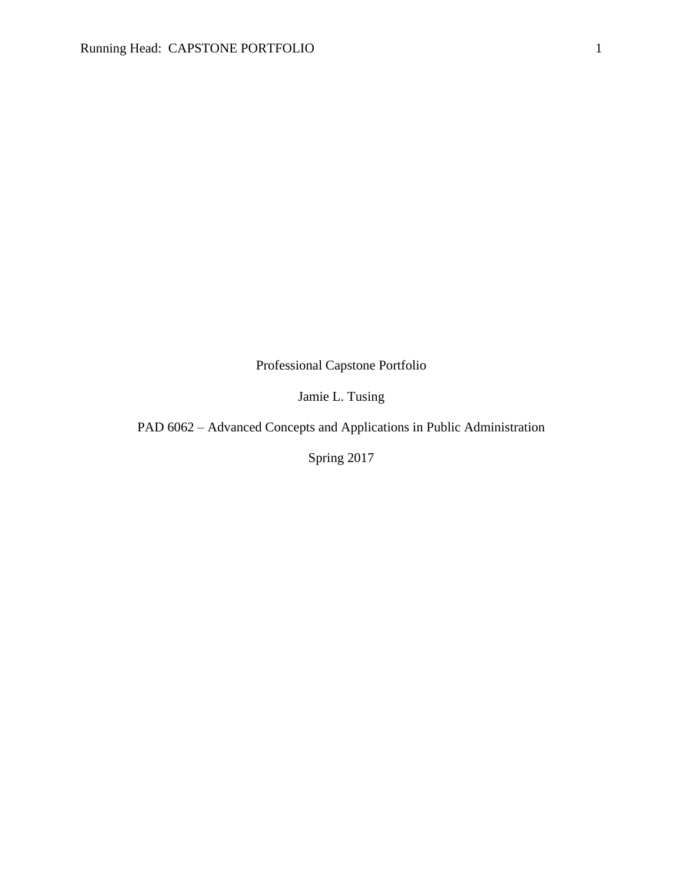Professional Capstone Portfolio

Jamie L. Tusing

PAD 6062 – Advanced Concepts and Applications in Public Administration

Spring 2017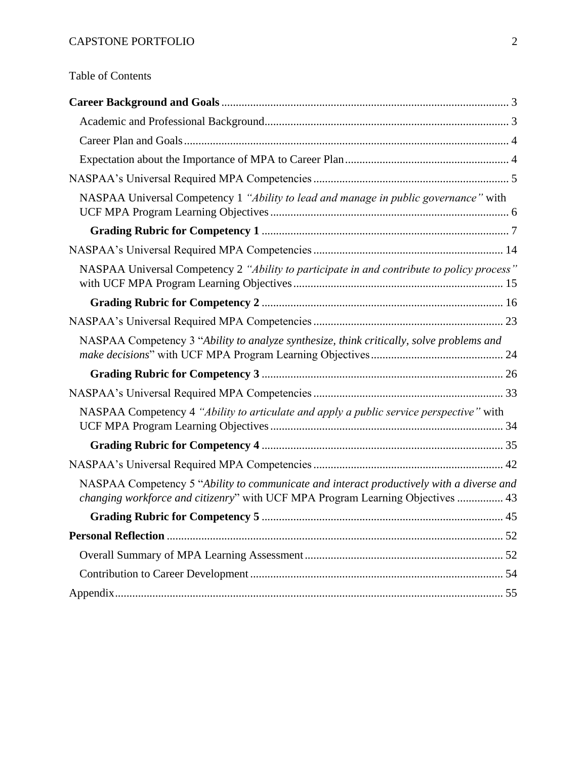Table of Contents

**Career Background and Goals** ... 3

- Academic and Professional Background ... 3
- Career Plan and Goals ... 4
- Expectation about the Importance of MPA to Career Plan ... 4

NASPAA's Universal Required MPA Competencies ... 5

- NASPAA Universal Competency 1 *"Ability to lead and manage in public governance"* with UCF MPA Program Learning Objectives ... 6
  - **Grading Rubric for Competency 1** ... 7

NASPAA's Universal Required MPA Competencies ... 14

- NASPAA Universal Competency 2 *"Ability to participate in and contribute to policy process"* with UCF MPA Program Learning Objectives ... 15
  - **Grading Rubric for Competency 2** ... 16

NASPAA's Universal Required MPA Competencies ... 23

- NASPAA Competency 3 "*Ability to analyze synthesize, think critically, solve problems and make decisions*" with UCF MPA Program Learning Objectives ... 24
  - **Grading Rubric for Competency 3** ... 26

NASPAA's Universal Required MPA Competencies ... 33

- NASPAA Competency 4 *"Ability to articulate and apply a public service perspective"* with UCF MPA Program Learning Objectives ... 34
  - **Grading Rubric for Competency 4** ... 35

NASPAA's Universal Required MPA Competencies ... 42

- NASPAA Competency 5 "*Ability to communicate and interact productively with a diverse and changing workforce and citizenry*" with UCF MPA Program Learning Objectives ... 43
  - **Grading Rubric for Competency 5** ... 45

**Personal Reflection** ... 52

- Overall Summary of MPA Learning Assessment ... 52
- Contribution to Career Development ... 54

Appendix ... 55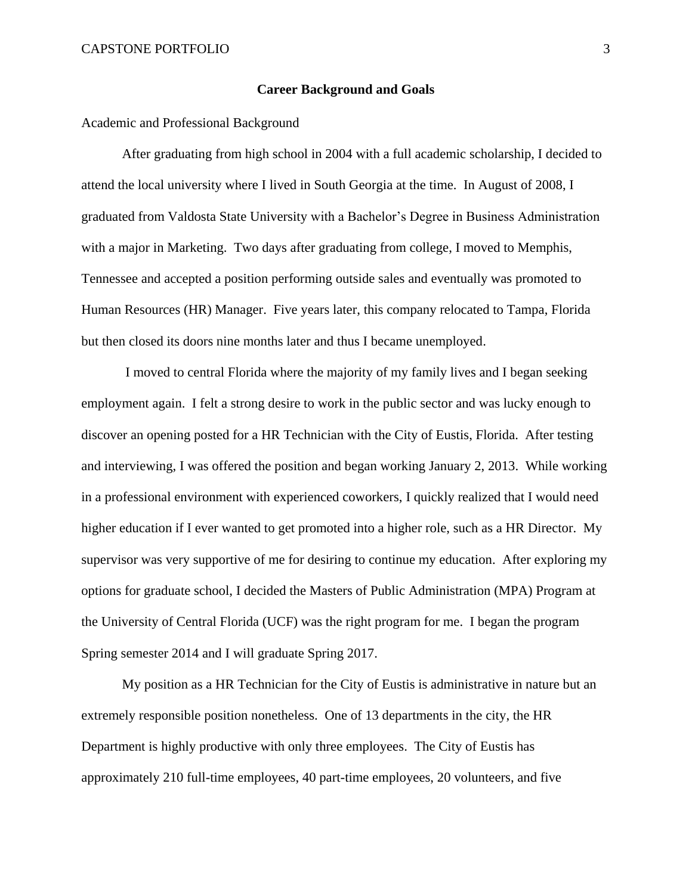## Career Background and Goals

### Academic and Professional Background

After graduating from high school in 2004 with a full academic scholarship, I decided to attend the local university where I lived in South Georgia at the time. In August of 2008, I graduated from Valdosta State University with a Bachelor's Degree in Business Administration with a major in Marketing. Two days after graduating from college, I moved to Memphis, Tennessee and accepted a position performing outside sales and eventually was promoted to Human Resources (HR) Manager. Five years later, this company relocated to Tampa, Florida but then closed its doors nine months later and thus I became unemployed.

I moved to central Florida where the majority of my family lives and I began seeking employment again. I felt a strong desire to work in the public sector and was lucky enough to discover an opening posted for a HR Technician with the City of Eustis, Florida. After testing and interviewing, I was offered the position and began working January 2, 2013. While working in a professional environment with experienced coworkers, I quickly realized that I would need higher education if I ever wanted to get promoted into a higher role, such as a HR Director. My supervisor was very supportive of me for desiring to continue my education. After exploring my options for graduate school, I decided the Masters of Public Administration (MPA) Program at the University of Central Florida (UCF) was the right program for me. I began the program Spring semester 2014 and I will graduate Spring 2017.

My position as a HR Technician for the City of Eustis is administrative in nature but an extremely responsible position nonetheless. One of 13 departments in the city, the HR Department is highly productive with only three employees. The City of Eustis has approximately 210 full-time employees, 40 part-time employees, 20 volunteers, and five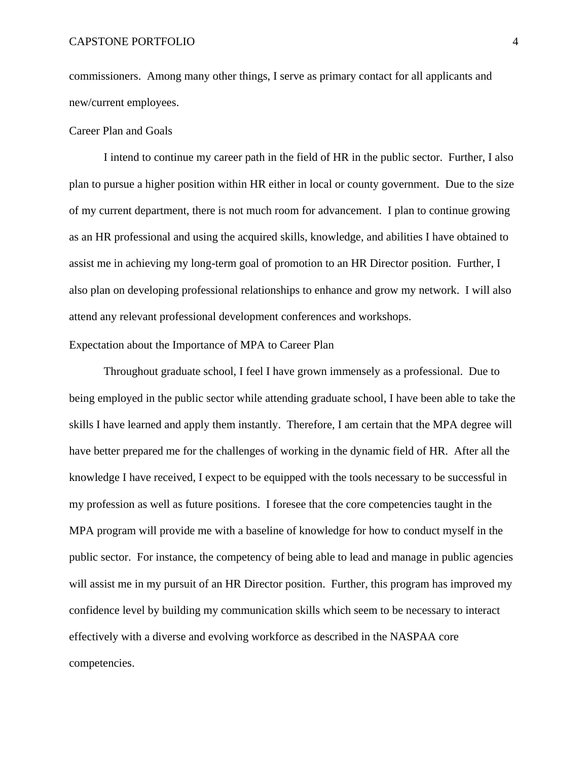commissioners.  Among many other things, I serve as primary contact for all applicants and new/current employees.

## Career Plan and Goals

I intend to continue my career path in the field of HR in the public sector.  Further, I also plan to pursue a higher position within HR either in local or county government.  Due to the size of my current department, there is not much room for advancement.  I plan to continue growing as an HR professional and using the acquired skills, knowledge, and abilities I have obtained to assist me in achieving my long-term goal of promotion to an HR Director position.  Further, I also plan on developing professional relationships to enhance and grow my network.  I will also attend any relevant professional development conferences and workshops.

## Expectation about the Importance of MPA to Career Plan

Throughout graduate school, I feel I have grown immensely as a professional.  Due to being employed in the public sector while attending graduate school, I have been able to take the skills I have learned and apply them instantly.  Therefore, I am certain that the MPA degree will have better prepared me for the challenges of working in the dynamic field of HR.  After all the knowledge I have received, I expect to be equipped with the tools necessary to be successful in my profession as well as future positions.  I foresee that the core competencies taught in the MPA program will provide me with a baseline of knowledge for how to conduct myself in the public sector.  For instance, the competency of being able to lead and manage in public agencies will assist me in my pursuit of an HR Director position.  Further, this program has improved my confidence level by building my communication skills which seem to be necessary to interact effectively with a diverse and evolving workforce as described in the NASPAA core competencies.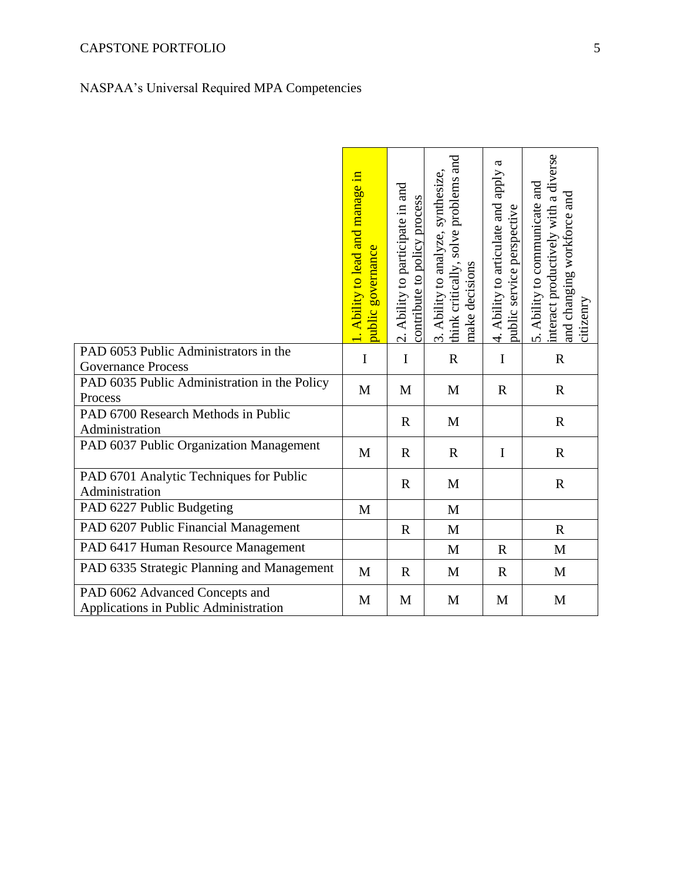NASPAA's Universal Required MPA Competencies

| | 1. Ability to lead and manage in public governance | 2. Ability to participate in and contribute to policy process | 3. Ability to analyze, synthesize, think critically, solve problems and make decisions | 4. Ability to articulate and apply a public service perspective | 5. Ability to communicate and interact productively with a diverse and changing workforce and citizenry |
|---|---|---|---|---|---|
| PAD 6053 Public Administrators in the Governance Process | I | I | R | I | R |
| PAD 6035 Public Administration in the Policy Process | M | M | M | R | R |
| PAD 6700 Research Methods in Public Administration | | R | M | | R |
| PAD 6037 Public Organization Management | M | R | R | I | R |
| PAD 6701 Analytic Techniques for Public Administration | | R | M | | R |
| PAD 6227 Public Budgeting | M | | M | | |
| PAD 6207 Public Financial Management | | R | M | | R |
| PAD 6417 Human Resource Management | | | M | R | M |
| PAD 6335 Strategic Planning and Management | M | R | M | R | M |
| PAD 6062 Advanced Concepts and Applications in Public Administration | M | M | M | M | M |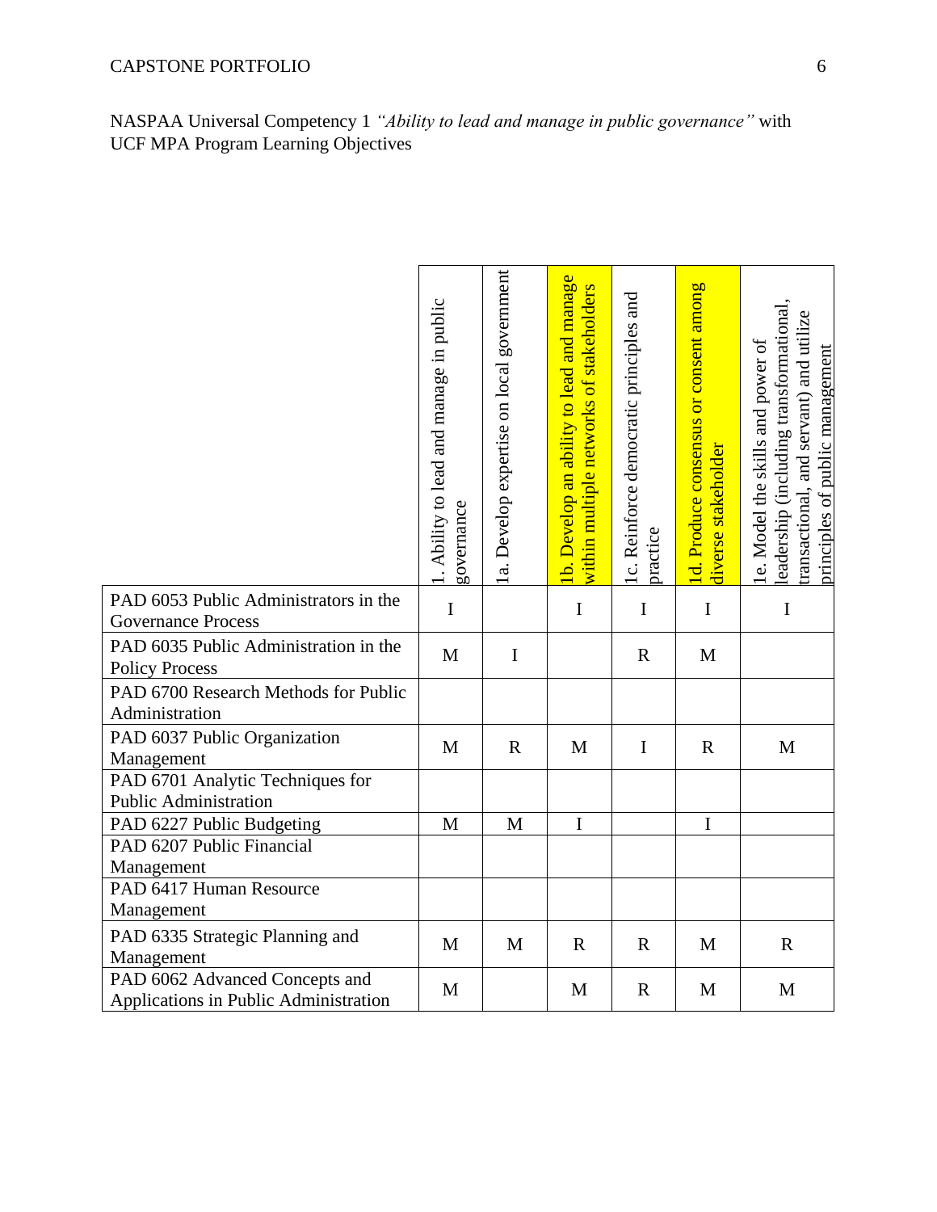NASPAA Universal Competency 1 *"Ability to lead and manage in public governance"* with UCF MPA Program Learning Objectives

| | 1. Ability to lead and manage in public governance | 1a. Develop expertise on local government | 1b. Develop an ability to lead and manage within multiple networks of stakeholders | 1c. Reinforce democratic principles and practice | 1d. Produce consensus or consent among diverse stakeholder | 1e. Model the skills and power of leadership (including transformational, transactional, and servant) and utilize principles of public management |
|---|---|---|---|---|---|---|
| PAD 6053 Public Administrators in the Governance Process | I | | I | I | I | I |
| PAD 6035 Public Administration in the Policy Process | M | I | | R | M | |
| PAD 6700 Research Methods for Public Administration | | | | | | |
| PAD 6037 Public Organization Management | M | R | M | I | R | M |
| PAD 6701 Analytic Techniques for Public Administration | | | | | | |
| PAD 6227 Public Budgeting | M | M | I | | I | |
| PAD 6207 Public Financial Management | | | | | | |
| PAD 6417 Human Resource Management | | | | | | |
| PAD 6335 Strategic Planning and Management | M | M | R | R | M | R |
| PAD 6062 Advanced Concepts and Applications in Public Administration | M | | M | R | M | M |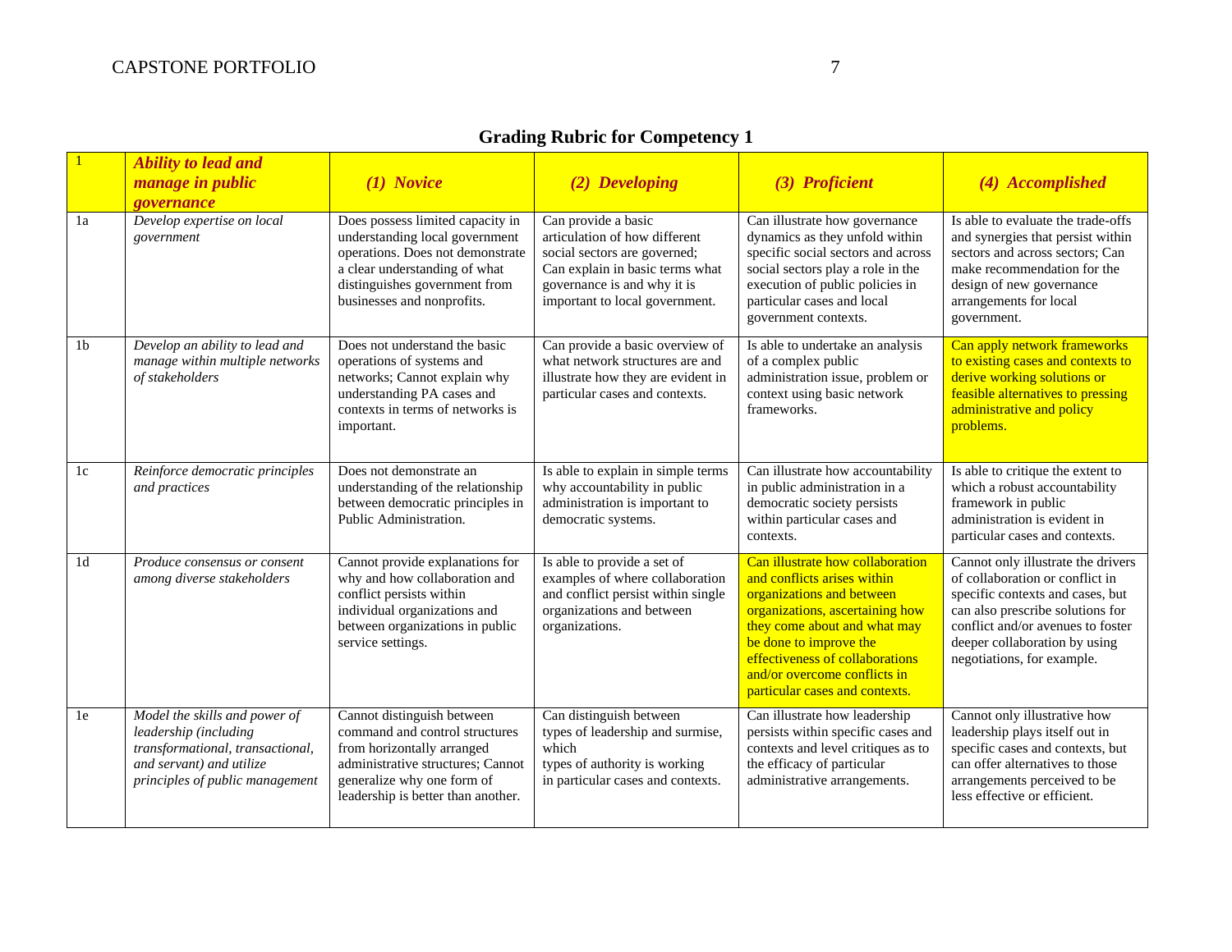## Grading Rubric for Competency 1

| 1 | ***Ability to lead and manage in public governance*** | ***(1) Novice*** | ***(2) Developing*** | ***(3) Proficient*** | ***(4) Accomplished*** |
|---|---|---|---|---|---|
| 1a | *Develop expertise on local government* | Does possess limited capacity in understanding local government operations. Does not demonstrate a clear understanding of what distinguishes government from businesses and nonprofits. | Can provide a basic articulation of how different social sectors are governed; Can explain in basic terms what governance is and why it is important to local government. | Can illustrate how governance dynamics as they unfold within specific social sectors and across social sectors play a role in the execution of public policies in particular cases and local government contexts. | Is able to evaluate the trade-offs and synergies that persist within sectors and across sectors; Can make recommendation for the design of new governance arrangements for local government. |
| 1b | *Develop an ability to lead and manage within multiple networks of stakeholders* | Does not understand the basic operations of systems and networks; Cannot explain why understanding PA cases and contexts in terms of networks is important. | Can provide a basic overview of what network structures are and illustrate how they are evident in particular cases and contexts. | Is able to undertake an analysis of a complex public administration issue, problem or context using basic network frameworks. | Can apply network frameworks to existing cases and contexts to derive working solutions or feasible alternatives to pressing administrative and policy problems. |
| 1c | *Reinforce democratic principles and practices* | Does not demonstrate an understanding of the relationship between democratic principles in Public Administration. | Is able to explain in simple terms why accountability in public administration is important to democratic systems. | Can illustrate how accountability in public administration in a democratic society persists within particular cases and contexts. | Is able to critique the extent to which a robust accountability framework in public administration is evident in particular cases and contexts. |
| 1d | *Produce consensus or consent among diverse stakeholders* | Cannot provide explanations for why and how collaboration and conflict persists within individual organizations and between organizations in public service settings. | Is able to provide a set of examples of where collaboration and conflict persist within single organizations and between organizations. | Can illustrate how collaboration and conflicts arises within organizations and between organizations, ascertaining how they come about and what may be done to improve the effectiveness of collaborations and/or overcome conflicts in particular cases and contexts. | Cannot only illustrate the drivers of collaboration or conflict in specific contexts and cases, but can also prescribe solutions for conflict and/or avenues to foster deeper collaboration by using negotiations, for example. |
| 1e | *Model the skills and power of leadership (including transformational, transactional, and servant) and utilize principles of public management* | Cannot distinguish between command and control structures from horizontally arranged administrative structures; Cannot generalize why one form of leadership is better than another. | Can distinguish between types of leadership and surmise, which types of authority is working in particular cases and contexts. | Can illustrate how leadership persists within specific cases and contexts and level critiques as to the efficacy of particular administrative arrangements. | Cannot only illustrative how leadership plays itself out in specific cases and contexts, but can offer alternatives to those arrangements perceived to be less effective or efficient. |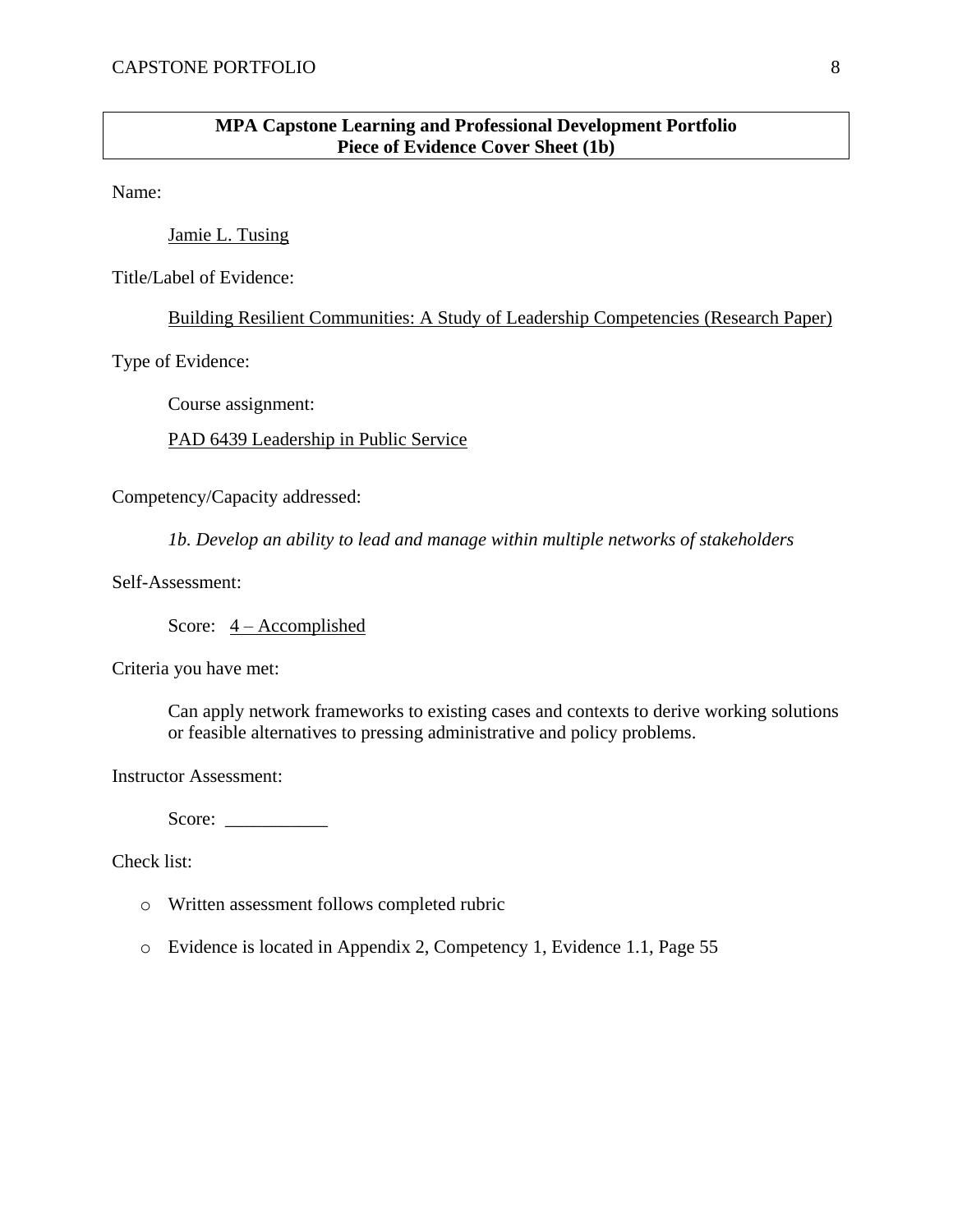**MPA Capstone Learning and Professional Development Portfolio**
**Piece of Evidence Cover Sheet (1b)**

Name:

Jamie L. Tusing

Title/Label of Evidence:

Building Resilient Communities: A Study of Leadership Competencies (Research Paper)

Type of Evidence:

Course assignment:

PAD 6439 Leadership in Public Service

Competency/Capacity addressed:

*1b. Develop an ability to lead and manage within multiple networks of stakeholders*

Self-Assessment:

Score: 4 – Accomplished

Criteria you have met:

Can apply network frameworks to existing cases and contexts to derive working solutions or feasible alternatives to pressing administrative and policy problems.

Instructor Assessment:

Score: ___________

Check list:

- Written assessment follows completed rubric
- Evidence is located in Appendix 2, Competency 1, Evidence 1.1, Page 55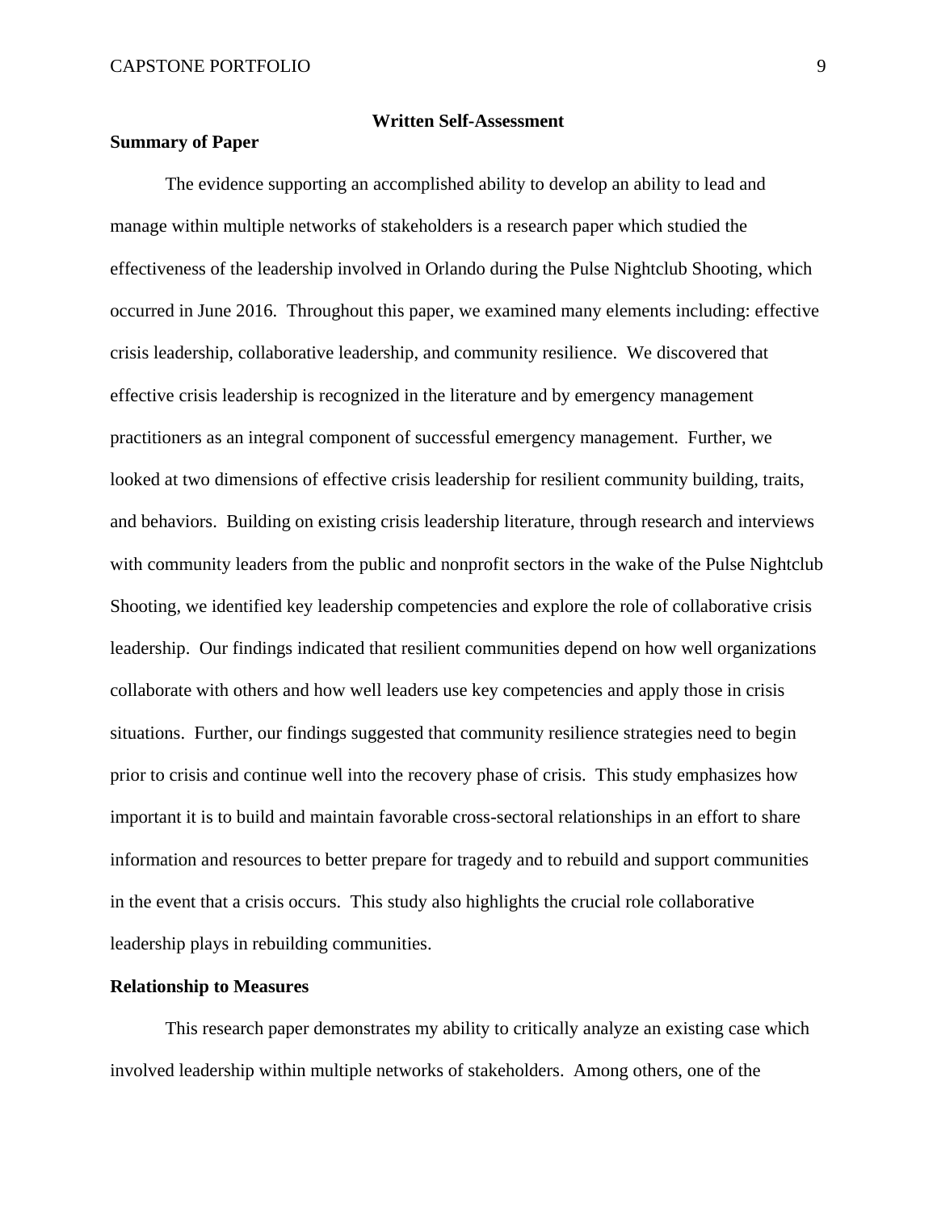## Written Self-Assessment

### Summary of Paper

The evidence supporting an accomplished ability to develop an ability to lead and manage within multiple networks of stakeholders is a research paper which studied the effectiveness of the leadership involved in Orlando during the Pulse Nightclub Shooting, which occurred in June 2016. Throughout this paper, we examined many elements including: effective crisis leadership, collaborative leadership, and community resilience. We discovered that effective crisis leadership is recognized in the literature and by emergency management practitioners as an integral component of successful emergency management. Further, we looked at two dimensions of effective crisis leadership for resilient community building, traits, and behaviors. Building on existing crisis leadership literature, through research and interviews with community leaders from the public and nonprofit sectors in the wake of the Pulse Nightclub Shooting, we identified key leadership competencies and explore the role of collaborative crisis leadership. Our findings indicated that resilient communities depend on how well organizations collaborate with others and how well leaders use key competencies and apply those in crisis situations. Further, our findings suggested that community resilience strategies need to begin prior to crisis and continue well into the recovery phase of crisis. This study emphasizes how important it is to build and maintain favorable cross-sectoral relationships in an effort to share information and resources to better prepare for tragedy and to rebuild and support communities in the event that a crisis occurs. This study also highlights the crucial role collaborative leadership plays in rebuilding communities.

### Relationship to Measures

This research paper demonstrates my ability to critically analyze an existing case which involved leadership within multiple networks of stakeholders. Among others, one of the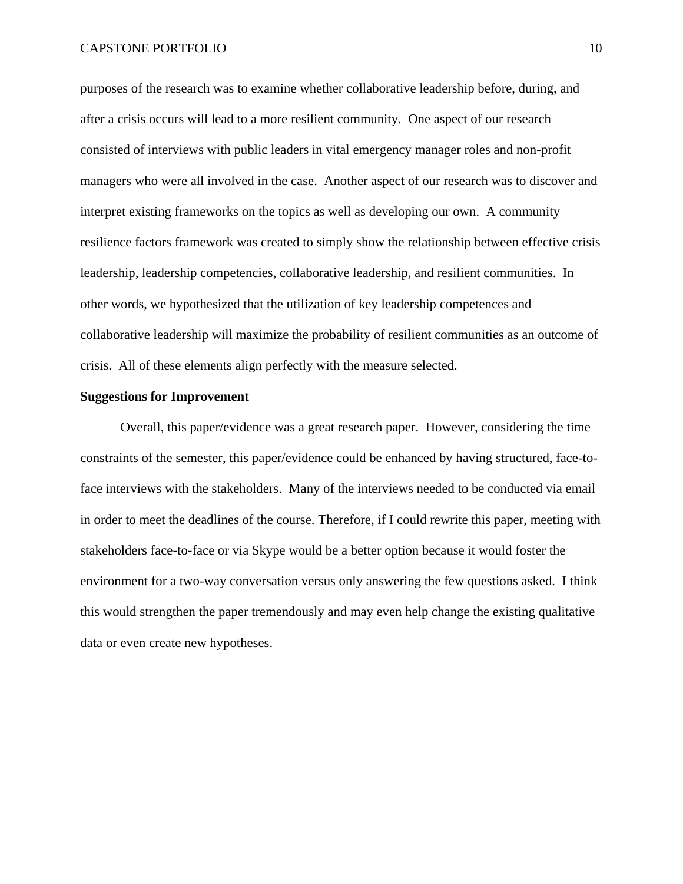purposes of the research was to examine whether collaborative leadership before, during, and after a crisis occurs will lead to a more resilient community. One aspect of our research consisted of interviews with public leaders in vital emergency manager roles and non-profit managers who were all involved in the case. Another aspect of our research was to discover and interpret existing frameworks on the topics as well as developing our own. A community resilience factors framework was created to simply show the relationship between effective crisis leadership, leadership competencies, collaborative leadership, and resilient communities. In other words, we hypothesized that the utilization of key leadership competences and collaborative leadership will maximize the probability of resilient communities as an outcome of crisis. All of these elements align perfectly with the measure selected.

**Suggestions for Improvement**

Overall, this paper/evidence was a great research paper. However, considering the time constraints of the semester, this paper/evidence could be enhanced by having structured, face-to-face interviews with the stakeholders. Many of the interviews needed to be conducted via email in order to meet the deadlines of the course. Therefore, if I could rewrite this paper, meeting with stakeholders face-to-face or via Skype would be a better option because it would foster the environment for a two-way conversation versus only answering the few questions asked. I think this would strengthen the paper tremendously and may even help change the existing qualitative data or even create new hypotheses.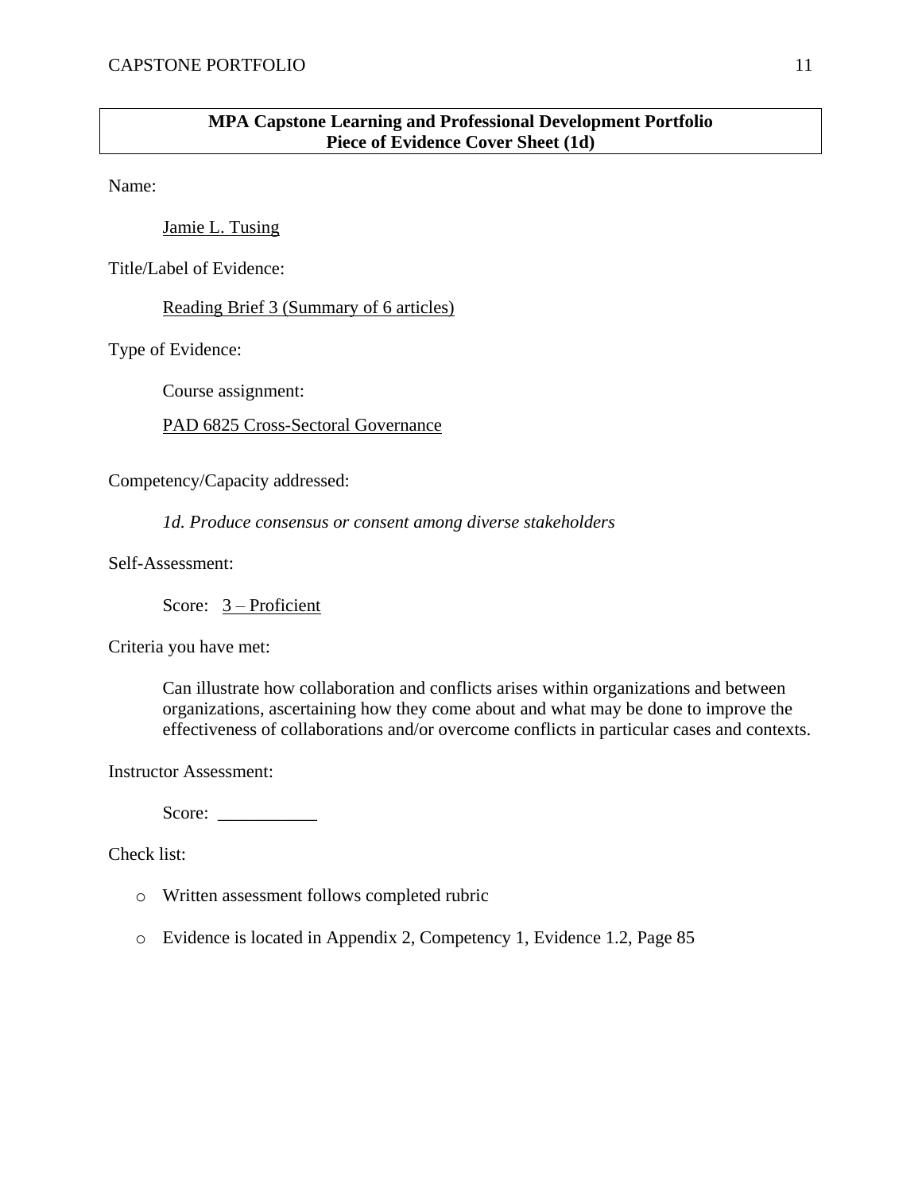**MPA Capstone Learning and Professional Development Portfolio**
**Piece of Evidence Cover Sheet (1d)**

Name:

Jamie L. Tusing

Title/Label of Evidence:

Reading Brief 3 (Summary of 6 articles)

Type of Evidence:

Course assignment:

PAD 6825 Cross-Sectoral Governance

Competency/Capacity addressed:

*1d. Produce consensus or consent among diverse stakeholders*

Self-Assessment:

Score: 3 – Proficient

Criteria you have met:

Can illustrate how collaboration and conflicts arises within organizations and between organizations, ascertaining how they come about and what may be done to improve the effectiveness of collaborations and/or overcome conflicts in particular cases and contexts.

Instructor Assessment:

Score: ___________

Check list:

- Written assessment follows completed rubric
- Evidence is located in Appendix 2, Competency 1, Evidence 1.2, Page 85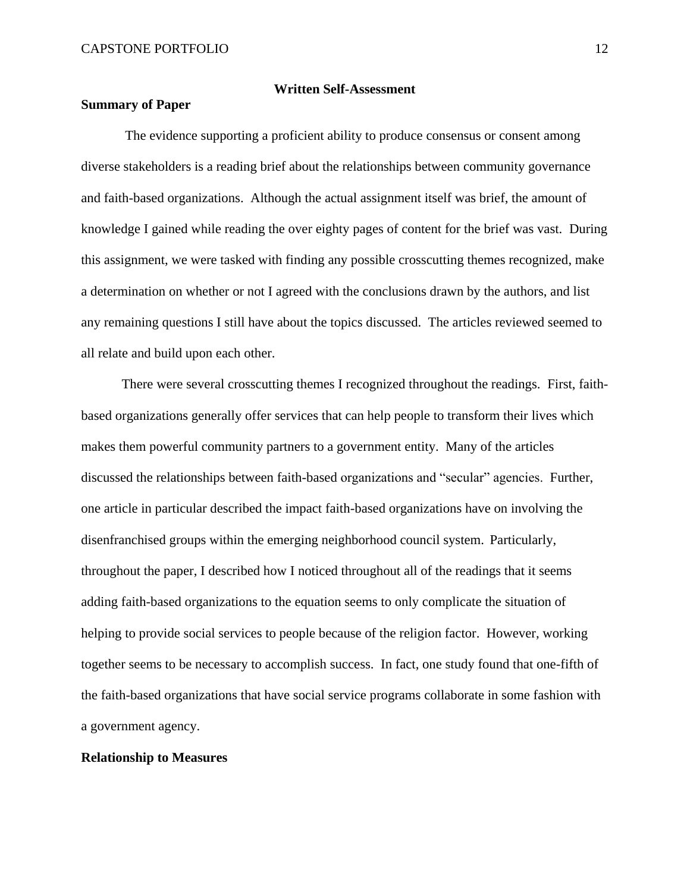## Written Self-Assessment

### Summary of Paper

The evidence supporting a proficient ability to produce consensus or consent among diverse stakeholders is a reading brief about the relationships between community governance and faith-based organizations. Although the actual assignment itself was brief, the amount of knowledge I gained while reading the over eighty pages of content for the brief was vast. During this assignment, we were tasked with finding any possible crosscutting themes recognized, make a determination on whether or not I agreed with the conclusions drawn by the authors, and list any remaining questions I still have about the topics discussed. The articles reviewed seemed to all relate and build upon each other.

There were several crosscutting themes I recognized throughout the readings. First, faith-based organizations generally offer services that can help people to transform their lives which makes them powerful community partners to a government entity. Many of the articles discussed the relationships between faith-based organizations and “secular” agencies. Further, one article in particular described the impact faith-based organizations have on involving the disenfranchised groups within the emerging neighborhood council system. Particularly, throughout the paper, I described how I noticed throughout all of the readings that it seems adding faith-based organizations to the equation seems to only complicate the situation of helping to provide social services to people because of the religion factor. However, working together seems to be necessary to accomplish success. In fact, one study found that one-fifth of the faith-based organizations that have social service programs collaborate in some fashion with a government agency.

### Relationship to Measures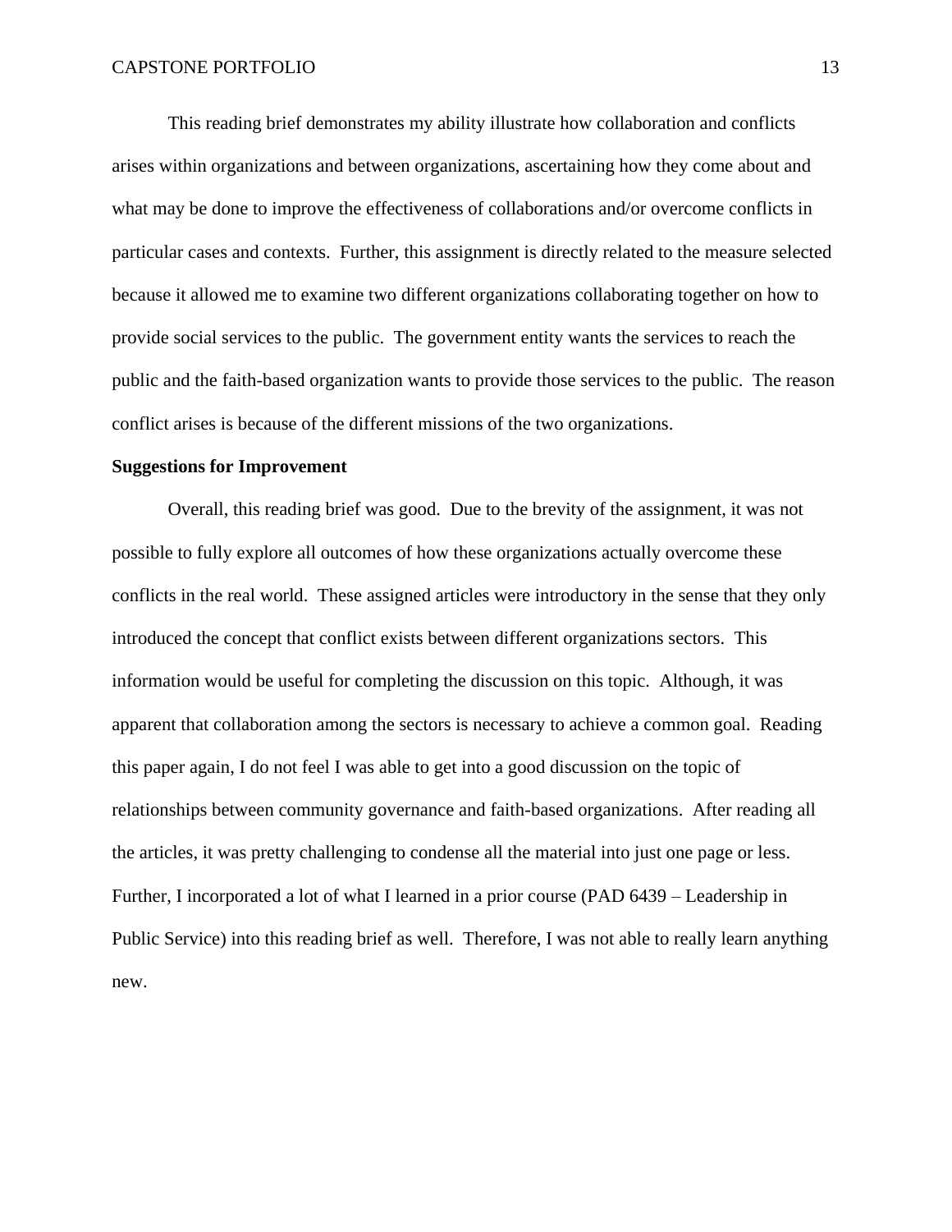This reading brief demonstrates my ability illustrate how collaboration and conflicts arises within organizations and between organizations, ascertaining how they come about and what may be done to improve the effectiveness of collaborations and/or overcome conflicts in particular cases and contexts. Further, this assignment is directly related to the measure selected because it allowed me to examine two different organizations collaborating together on how to provide social services to the public. The government entity wants the services to reach the public and the faith-based organization wants to provide those services to the public. The reason conflict arises is because of the different missions of the two organizations.

**Suggestions for Improvement**

Overall, this reading brief was good. Due to the brevity of the assignment, it was not possible to fully explore all outcomes of how these organizations actually overcome these conflicts in the real world. These assigned articles were introductory in the sense that they only introduced the concept that conflict exists between different organizations sectors. This information would be useful for completing the discussion on this topic. Although, it was apparent that collaboration among the sectors is necessary to achieve a common goal. Reading this paper again, I do not feel I was able to get into a good discussion on the topic of relationships between community governance and faith-based organizations. After reading all the articles, it was pretty challenging to condense all the material into just one page or less. Further, I incorporated a lot of what I learned in a prior course (PAD 6439 – Leadership in Public Service) into this reading brief as well. Therefore, I was not able to really learn anything new.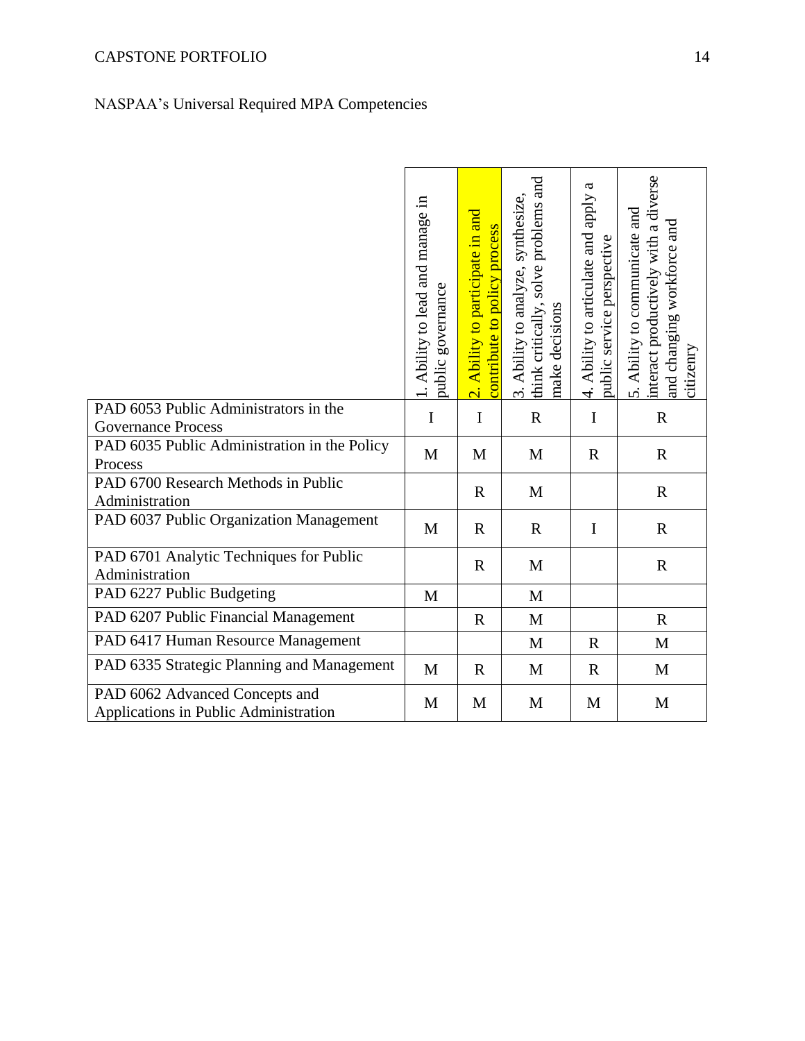NASPAA’s Universal Required MPA Competencies

| | 1. Ability to lead and manage in public governance | 2. Ability to participate in and contribute to policy process | 3. Ability to analyze, synthesize, think critically, solve problems and make decisions | 4. Ability to articulate and apply a public service perspective | 5. Ability to communicate and interact productively with a diverse and changing workforce and citizenry |
|---|---|---|---|---|---|
| PAD 6053 Public Administrators in the Governance Process | I | I | R | I | R |
| PAD 6035 Public Administration in the Policy Process | M | M | M | R | R |
| PAD 6700 Research Methods in Public Administration | | R | M | | R |
| PAD 6037 Public Organization Management | M | R | R | I | R |
| PAD 6701 Analytic Techniques for Public Administration | | R | M | | R |
| PAD 6227 Public Budgeting | M | | M | | |
| PAD 6207 Public Financial Management | | R | M | | R |
| PAD 6417 Human Resource Management | | | M | R | M |
| PAD 6335 Strategic Planning and Management | M | R | M | R | M |
| PAD 6062 Advanced Concepts and Applications in Public Administration | M | M | M | M | M |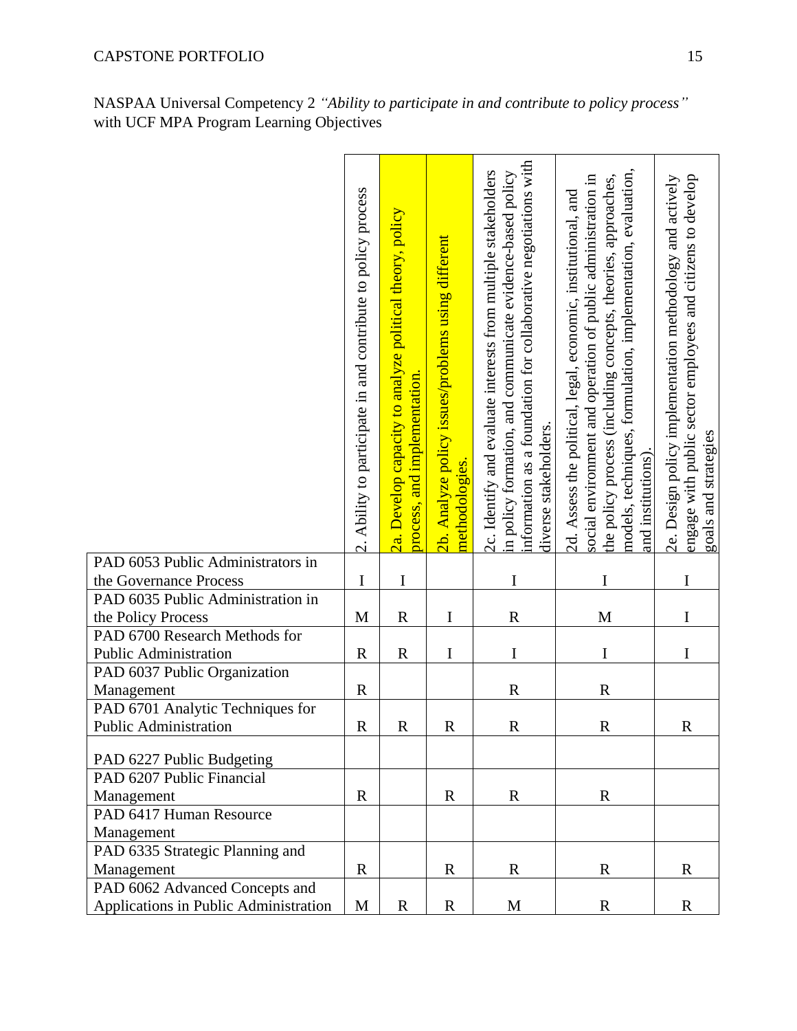NASPAA Universal Competency 2 *"Ability to participate in and contribute to policy process"* with UCF MPA Program Learning Objectives

| | 2. Ability to participate in and contribute to policy process | 2a. Develop capacity to analyze political theory, policy process, and implementation. | 2b. Analyze policy issues/problems using different methodologies. | 2c. Identify and evaluate interests from multiple stakeholders in policy formation, and communicate evidence-based policy information as a foundation for collaborative negotiations with diverse stakeholders. | 2d. Assess the political, legal, economic, institutional, and social environment and operation of public administration in the policy process (including concepts, theories, approaches, models, techniques, formulation, implementation, evaluation, and institutions). | 2e. Design policy implementation methodology and actively engage with public sector employees and citizens to develop goals and strategies |
|---|---|---|---|---|---|---|
| PAD 6053 Public Administrators in the Governance Process | I | I | | I | I | I |
| PAD 6035 Public Administration in the Policy Process | M | R | I | R | M | I |
| PAD 6700 Research Methods for Public Administration | R | R | I | I | I | I |
| PAD 6037 Public Organization Management | R | | | R | R | |
| PAD 6701 Analytic Techniques for Public Administration | R | R | R | R | R | R |
| PAD 6227 Public Budgeting | | | | | | |
| PAD 6207 Public Financial Management | R | | R | R | R | |
| PAD 6417 Human Resource Management | | | | | | |
| PAD 6335 Strategic Planning and Management | R | | R | R | R | R |
| PAD 6062 Advanced Concepts and Applications in Public Administration | M | R | R | M | R | R |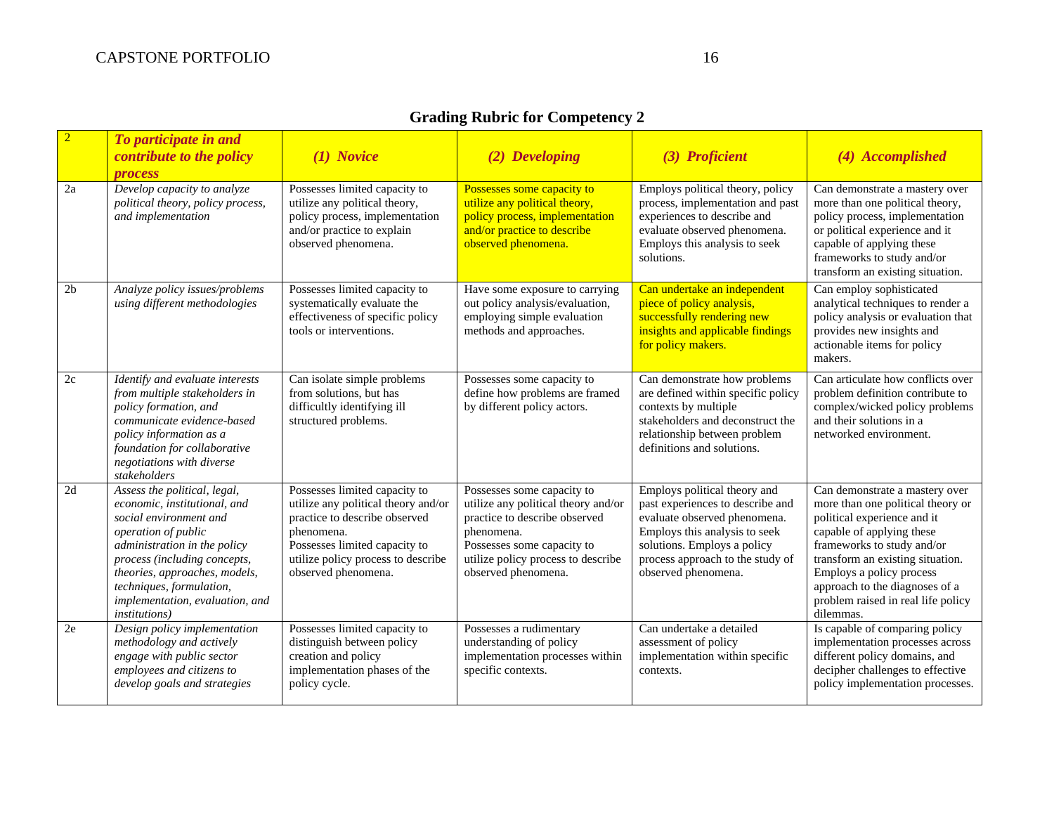**Grading Rubric for Competency 2**

| 2 | ***To participate in and contribute to the policy process*** | ***(1) Novice*** | ***(2) Developing*** | ***(3) Proficient*** | ***(4) Accomplished*** |
|---|---|---|---|---|---|
| 2a | *Develop capacity to analyze political theory, policy process, and implementation* | Possesses limited capacity to utilize any political theory, policy process, implementation and/or practice to explain observed phenomena. | Possesses some capacity to utilize any political theory, policy process, implementation and/or practice to describe observed phenomena. | Employs political theory, policy process, implementation and past experiences to describe and evaluate observed phenomena. Employs this analysis to seek solutions. | Can demonstrate a mastery over more than one political theory, policy process, implementation or political experience and it capable of applying these frameworks to study and/or transform an existing situation. |
| 2b | *Analyze policy issues/problems using different methodologies* | Possesses limited capacity to systematically evaluate the effectiveness of specific policy tools or interventions. | Have some exposure to carrying out policy analysis/evaluation, employing simple evaluation methods and approaches. | Can undertake an independent piece of policy analysis, successfully rendering new insights and applicable findings for policy makers. | Can employ sophisticated analytical techniques to render a policy analysis or evaluation that provides new insights and actionable items for policy makers. |
| 2c | *Identify and evaluate interests from multiple stakeholders in policy formation, and communicate evidence-based policy information as a foundation for collaborative negotiations with diverse stakeholders* | Can isolate simple problems from solutions, but has difficultly identifying ill structured problems. | Possesses some capacity to define how problems are framed by different policy actors. | Can demonstrate how problems are defined within specific policy contexts by multiple stakeholders and deconstruct the relationship between problem definitions and solutions. | Can articulate how conflicts over problem definition contribute to complex/wicked policy problems and their solutions in a networked environment. |
| 2d | *Assess the political, legal, economic, institutional, and social environment and operation of public administration in the policy process (including concepts, theories, approaches, models, techniques, formulation, implementation, evaluation, and institutions)* | Possesses limited capacity to utilize any political theory and/or practice to describe observed phenomena. Possesses limited capacity to utilize policy process to describe observed phenomena. | Possesses some capacity to utilize any political theory and/or practice to describe observed phenomena. Possesses some capacity to utilize policy process to describe observed phenomena. | Employs political theory and past experiences to describe and evaluate observed phenomena. Employs this analysis to seek solutions. Employs a policy process approach to the study of observed phenomena. | Can demonstrate a mastery over more than one political theory or political experience and it capable of applying these frameworks to study and/or transform an existing situation. Employs a policy process approach to the diagnoses of a problem raised in real life policy dilemmas. |
| 2e | *Design policy implementation methodology and actively engage with public sector employees and citizens to develop goals and strategies* | Possesses limited capacity to distinguish between policy creation and policy implementation phases of the policy cycle. | Possesses a rudimentary understanding of policy implementation processes within specific contexts. | Can undertake a detailed assessment of policy implementation within specific contexts. | Is capable of comparing policy implementation processes across different policy domains, and decipher challenges to effective policy implementation processes. |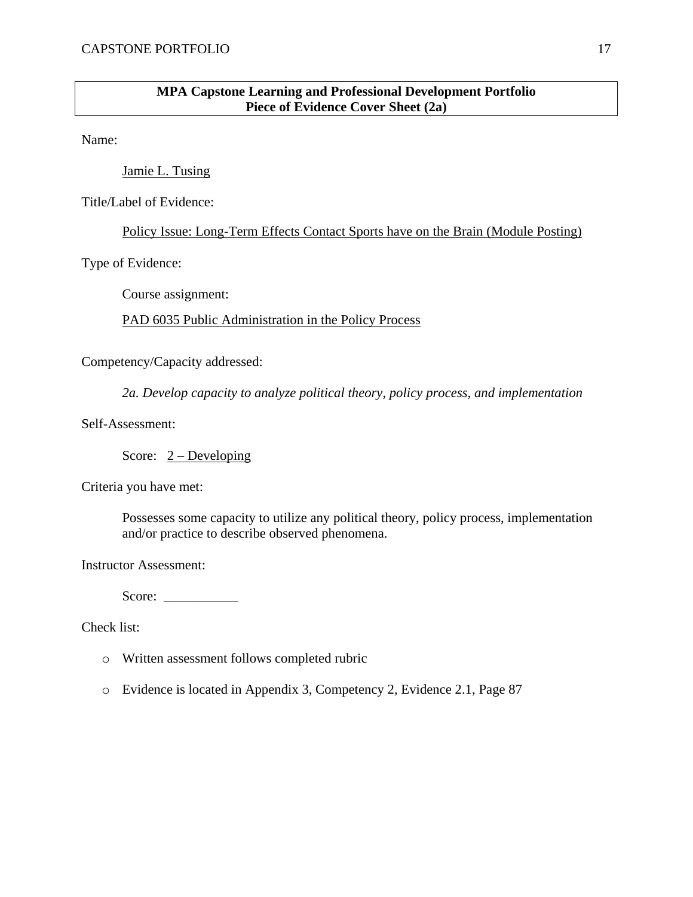**MPA Capstone Learning and Professional Development Portfolio**
**Piece of Evidence Cover Sheet (2a)**

Name:

Jamie L. Tusing

Title/Label of Evidence:

Policy Issue: Long-Term Effects Contact Sports have on the Brain (Module Posting)

Type of Evidence:

Course assignment:

PAD 6035 Public Administration in the Policy Process

Competency/Capacity addressed:

*2a. Develop capacity to analyze political theory, policy process, and implementation*

Self-Assessment:

Score: 2 – Developing

Criteria you have met:

Possesses some capacity to utilize any political theory, policy process, implementation and/or practice to describe observed phenomena.

Instructor Assessment:

Score: ___________

Check list:

- Written assessment follows completed rubric
- Evidence is located in Appendix 3, Competency 2, Evidence 2.1, Page 87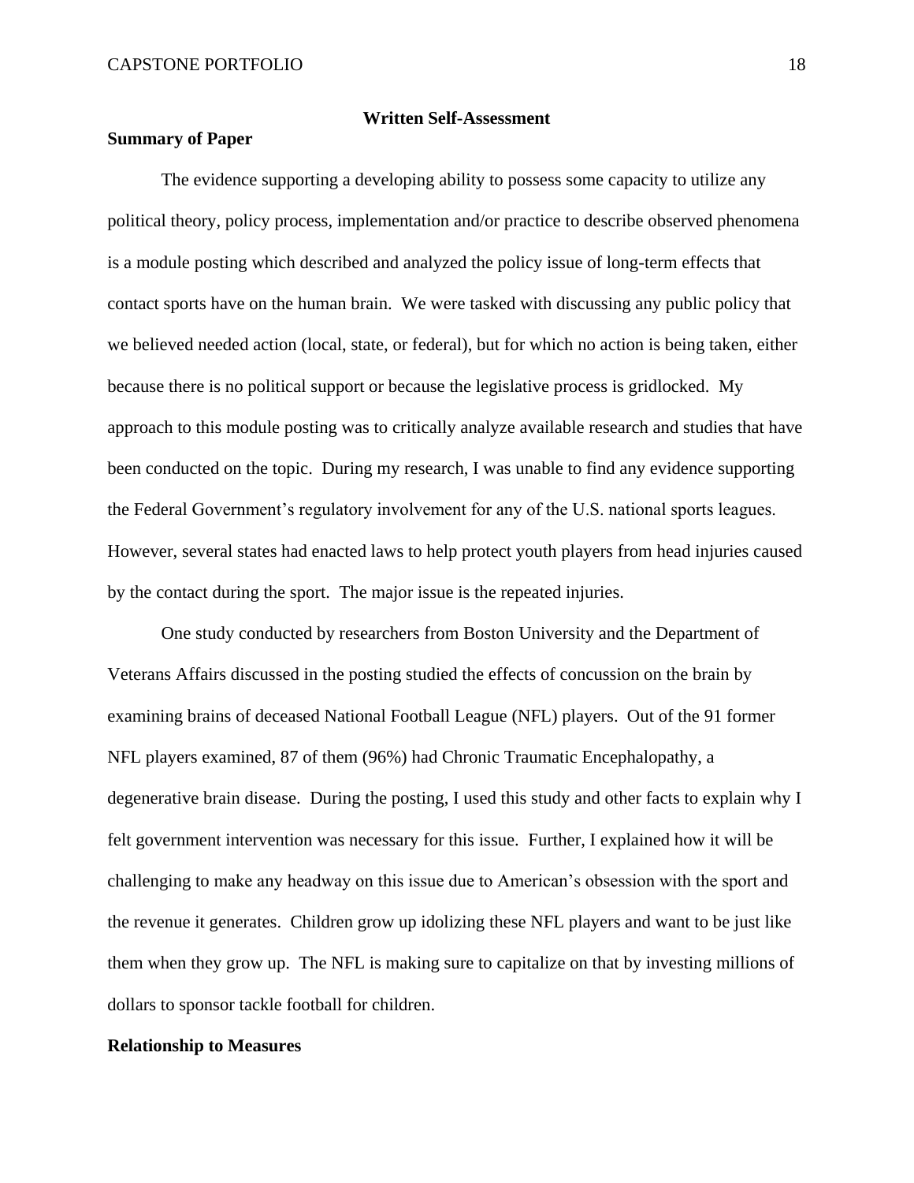## Written Self-Assessment

### Summary of Paper

The evidence supporting a developing ability to possess some capacity to utilize any political theory, policy process, implementation and/or practice to describe observed phenomena is a module posting which described and analyzed the policy issue of long-term effects that contact sports have on the human brain. We were tasked with discussing any public policy that we believed needed action (local, state, or federal), but for which no action is being taken, either because there is no political support or because the legislative process is gridlocked. My approach to this module posting was to critically analyze available research and studies that have been conducted on the topic. During my research, I was unable to find any evidence supporting the Federal Government's regulatory involvement for any of the U.S. national sports leagues. However, several states had enacted laws to help protect youth players from head injuries caused by the contact during the sport. The major issue is the repeated injuries.

One study conducted by researchers from Boston University and the Department of Veterans Affairs discussed in the posting studied the effects of concussion on the brain by examining brains of deceased National Football League (NFL) players. Out of the 91 former NFL players examined, 87 of them (96%) had Chronic Traumatic Encephalopathy, a degenerative brain disease. During the posting, I used this study and other facts to explain why I felt government intervention was necessary for this issue. Further, I explained how it will be challenging to make any headway on this issue due to American's obsession with the sport and the revenue it generates. Children grow up idolizing these NFL players and want to be just like them when they grow up. The NFL is making sure to capitalize on that by investing millions of dollars to sponsor tackle football for children.

### Relationship to Measures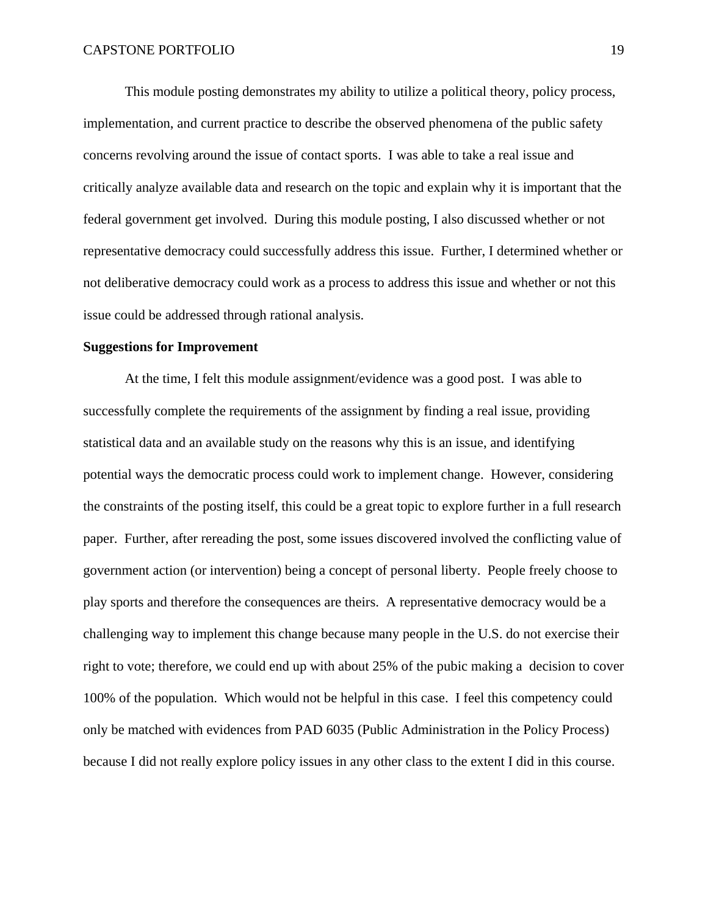This module posting demonstrates my ability to utilize a political theory, policy process, implementation, and current practice to describe the observed phenomena of the public safety concerns revolving around the issue of contact sports. I was able to take a real issue and critically analyze available data and research on the topic and explain why it is important that the federal government get involved. During this module posting, I also discussed whether or not representative democracy could successfully address this issue. Further, I determined whether or not deliberative democracy could work as a process to address this issue and whether or not this issue could be addressed through rational analysis.

**Suggestions for Improvement**

At the time, I felt this module assignment/evidence was a good post. I was able to successfully complete the requirements of the assignment by finding a real issue, providing statistical data and an available study on the reasons why this is an issue, and identifying potential ways the democratic process could work to implement change. However, considering the constraints of the posting itself, this could be a great topic to explore further in a full research paper. Further, after rereading the post, some issues discovered involved the conflicting value of government action (or intervention) being a concept of personal liberty. People freely choose to play sports and therefore the consequences are theirs. A representative democracy would be a challenging way to implement this change because many people in the U.S. do not exercise their right to vote; therefore, we could end up with about 25% of the pubic making a decision to cover 100% of the population. Which would not be helpful in this case. I feel this competency could only be matched with evidences from PAD 6035 (Public Administration in the Policy Process) because I did not really explore policy issues in any other class to the extent I did in this course.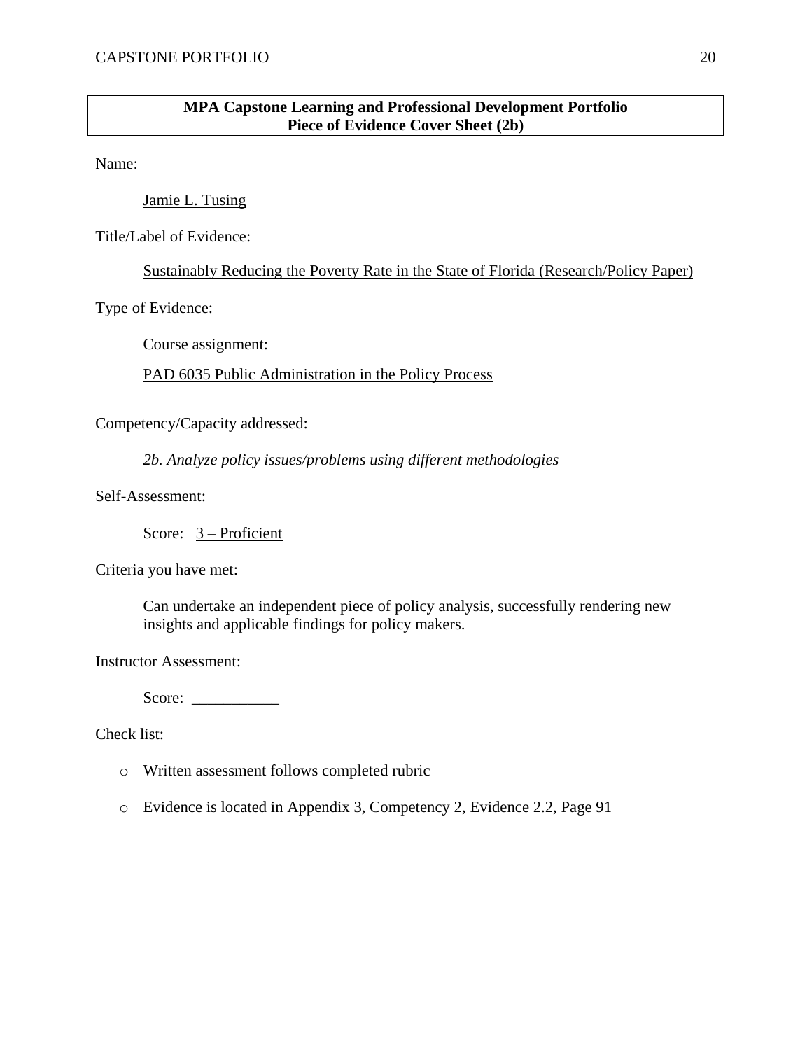**MPA Capstone Learning and Professional Development Portfolio**
**Piece of Evidence Cover Sheet (2b)**

Name:

Jamie L. Tusing

Title/Label of Evidence:

Sustainably Reducing the Poverty Rate in the State of Florida (Research/Policy Paper)

Type of Evidence:

Course assignment:

PAD 6035 Public Administration in the Policy Process

Competency/Capacity addressed:

*2b. Analyze policy issues/problems using different methodologies*

Self-Assessment:

Score: 3 – Proficient

Criteria you have met:

Can undertake an independent piece of policy analysis, successfully rendering new insights and applicable findings for policy makers.

Instructor Assessment:

Score: ___________

Check list:

- Written assessment follows completed rubric
- Evidence is located in Appendix 3, Competency 2, Evidence 2.2, Page 91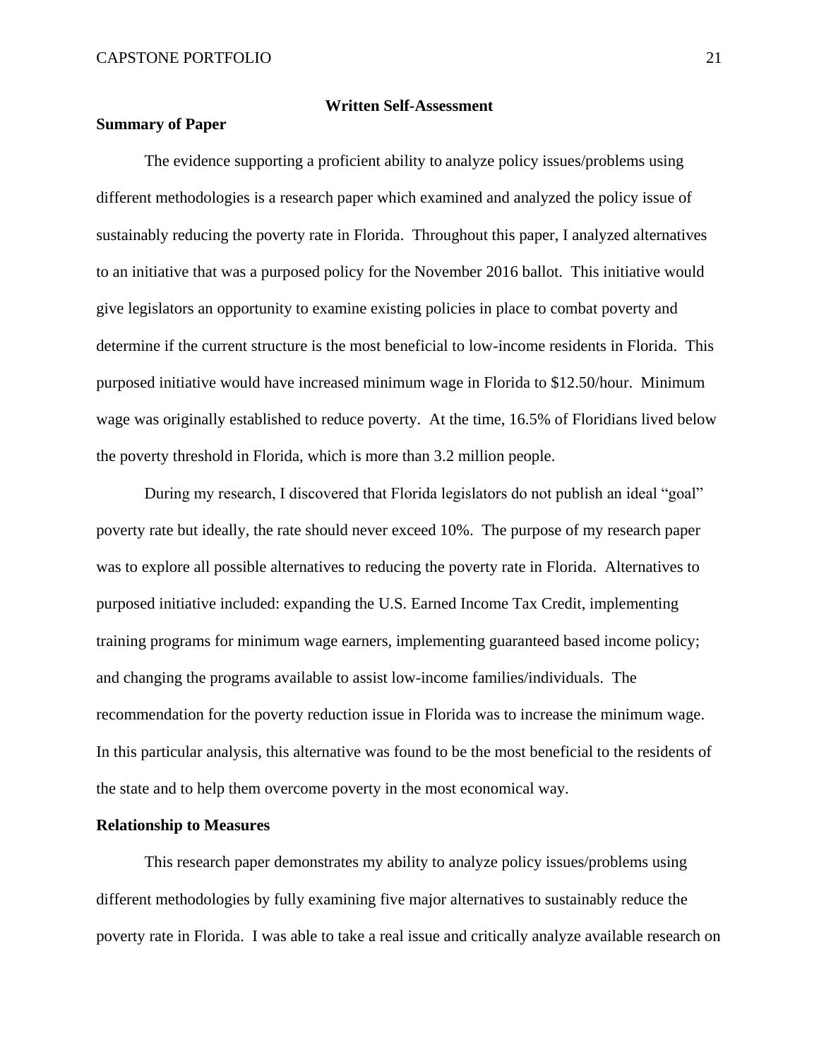## Written Self-Assessment

### Summary of Paper

The evidence supporting a proficient ability to analyze policy issues/problems using different methodologies is a research paper which examined and analyzed the policy issue of sustainably reducing the poverty rate in Florida. Throughout this paper, I analyzed alternatives to an initiative that was a purposed policy for the November 2016 ballot. This initiative would give legislators an opportunity to examine existing policies in place to combat poverty and determine if the current structure is the most beneficial to low-income residents in Florida. This purposed initiative would have increased minimum wage in Florida to $12.50/hour. Minimum wage was originally established to reduce poverty. At the time, 16.5% of Floridians lived below the poverty threshold in Florida, which is more than 3.2 million people.

During my research, I discovered that Florida legislators do not publish an ideal "goal" poverty rate but ideally, the rate should never exceed 10%. The purpose of my research paper was to explore all possible alternatives to reducing the poverty rate in Florida. Alternatives to purposed initiative included: expanding the U.S. Earned Income Tax Credit, implementing training programs for minimum wage earners, implementing guaranteed based income policy; and changing the programs available to assist low-income families/individuals. The recommendation for the poverty reduction issue in Florida was to increase the minimum wage. In this particular analysis, this alternative was found to be the most beneficial to the residents of the state and to help them overcome poverty in the most economical way.

### Relationship to Measures

This research paper demonstrates my ability to analyze policy issues/problems using different methodologies by fully examining five major alternatives to sustainably reduce the poverty rate in Florida. I was able to take a real issue and critically analyze available research on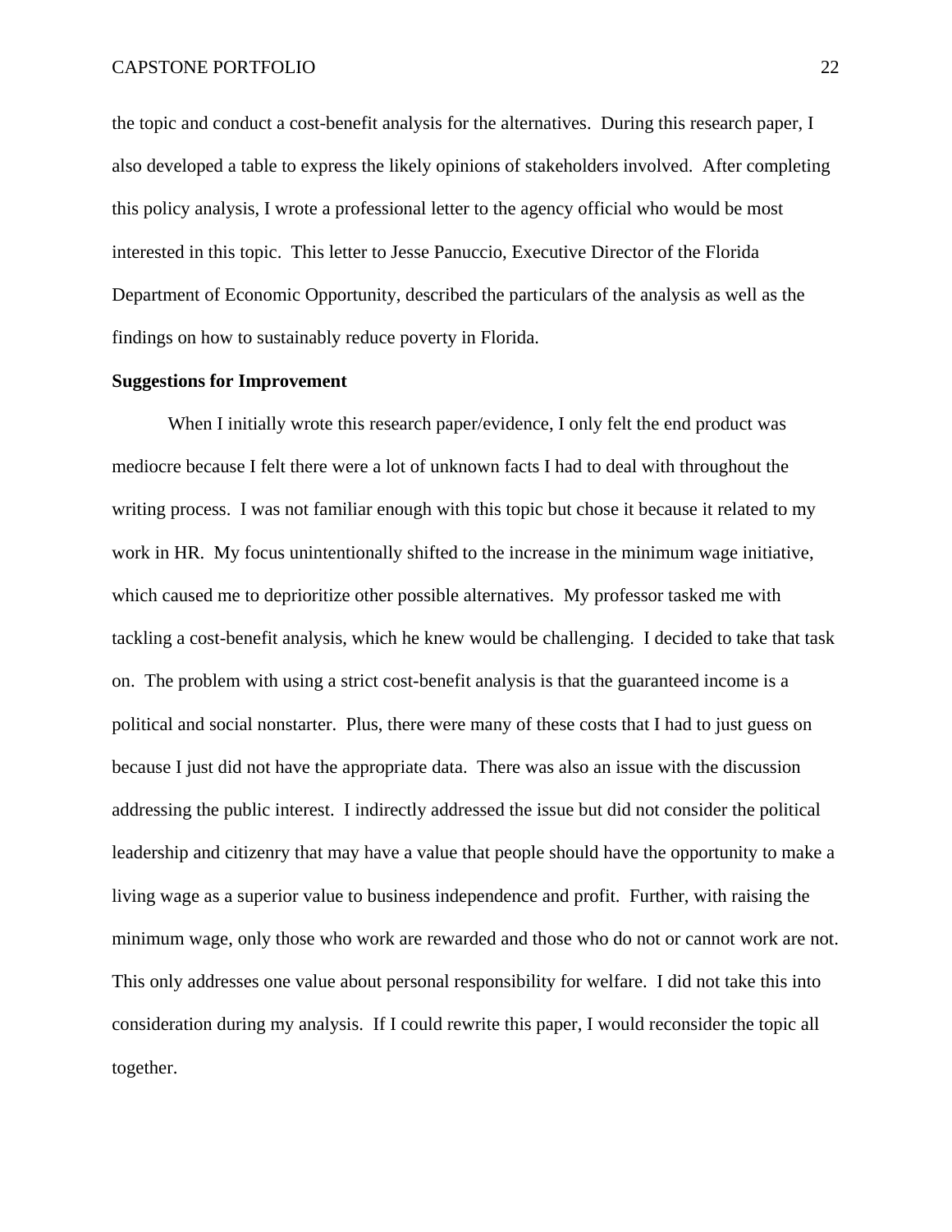the topic and conduct a cost-benefit analysis for the alternatives. During this research paper, I also developed a table to express the likely opinions of stakeholders involved. After completing this policy analysis, I wrote a professional letter to the agency official who would be most interested in this topic. This letter to Jesse Panuccio, Executive Director of the Florida Department of Economic Opportunity, described the particulars of the analysis as well as the findings on how to sustainably reduce poverty in Florida.

**Suggestions for Improvement**

When I initially wrote this research paper/evidence, I only felt the end product was mediocre because I felt there were a lot of unknown facts I had to deal with throughout the writing process. I was not familiar enough with this topic but chose it because it related to my work in HR. My focus unintentionally shifted to the increase in the minimum wage initiative, which caused me to deprioritize other possible alternatives. My professor tasked me with tackling a cost-benefit analysis, which he knew would be challenging. I decided to take that task on. The problem with using a strict cost-benefit analysis is that the guaranteed income is a political and social nonstarter. Plus, there were many of these costs that I had to just guess on because I just did not have the appropriate data. There was also an issue with the discussion addressing the public interest. I indirectly addressed the issue but did not consider the political leadership and citizenry that may have a value that people should have the opportunity to make a living wage as a superior value to business independence and profit. Further, with raising the minimum wage, only those who work are rewarded and those who do not or cannot work are not. This only addresses one value about personal responsibility for welfare. I did not take this into consideration during my analysis. If I could rewrite this paper, I would reconsider the topic all together.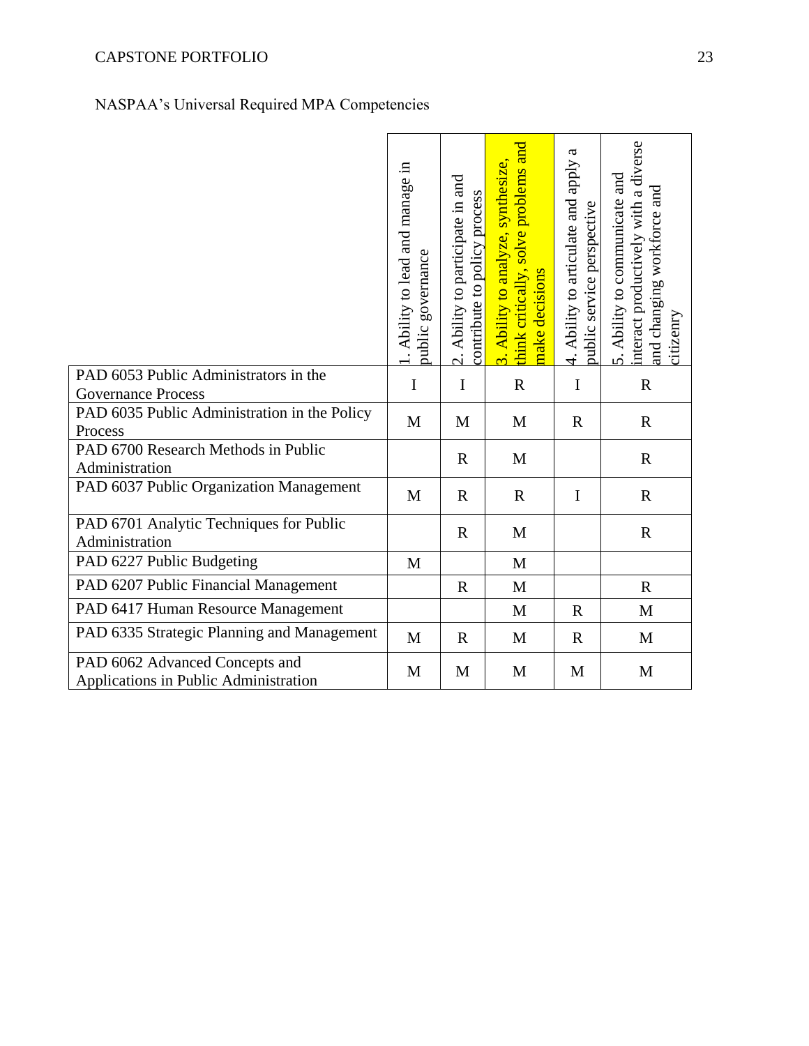NASPAA's Universal Required MPA Competencies

| | 1. Ability to lead and manage in public governance | 2. Ability to participate in and contribute to policy process | 3. Ability to analyze, synthesize, think critically, solve problems and make decisions | 4. Ability to articulate and apply a public service perspective | 5. Ability to communicate and interact productively with a diverse and changing workforce and citizenry |
|---|---|---|---|---|---|
| PAD 6053 Public Administrators in the Governance Process | I | I | R | I | R |
| PAD 6035 Public Administration in the Policy Process | M | M | M | R | R |
| PAD 6700 Research Methods in Public Administration | | R | M | | R |
| PAD 6037 Public Organization Management | M | R | R | I | R |
| PAD 6701 Analytic Techniques for Public Administration | | R | M | | R |
| PAD 6227 Public Budgeting | M | | M | | |
| PAD 6207 Public Financial Management | | R | M | | R |
| PAD 6417 Human Resource Management | | | M | R | M |
| PAD 6335 Strategic Planning and Management | M | R | M | R | M |
| PAD 6062 Advanced Concepts and Applications in Public Administration | M | M | M | M | M |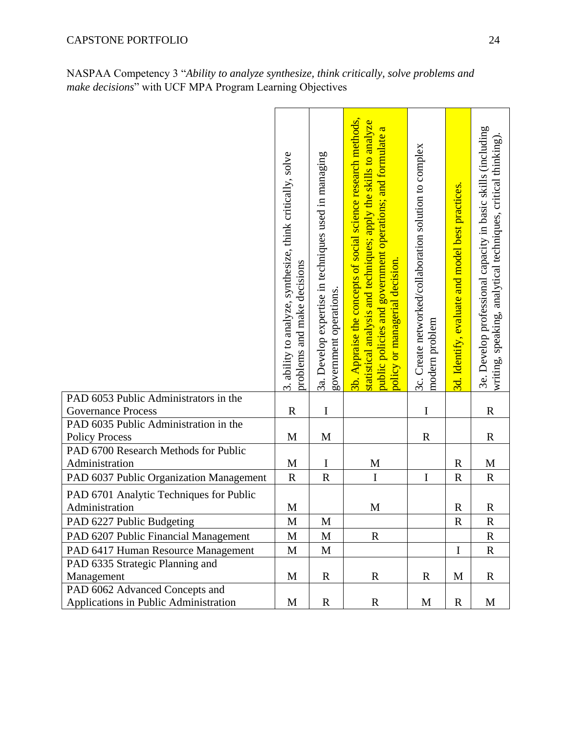NASPAA Competency 3 "*Ability to analyze synthesize, think critically, solve problems and make decisions*" with UCF MPA Program Learning Objectives

| | 3. ability to analyze, synthesize, think critically, solve problems and make decisions | 3a. Develop expertise in techniques used in managing government operations. | 3b. Appraise the concepts of social science research methods, statistical analysis and techniques; apply the skills to analyze public policies and government operations; and formulate a policy or managerial decision. | 3c. Create networked/collaboration solution to complex modern problem | 3d. Identify, evaluate and model best practices. | 3e. Develop professional capacity in basic skills (including writing, speaking, analytical techniques, critical thinking). |
|---|---|---|---|---|---|---|
| PAD 6053 Public Administrators in the Governance Process | R | I | | I | | R |
| PAD 6035 Public Administration in the Policy Process | M | M | | R | | R |
| PAD 6700 Research Methods for Public Administration | M | I | M | | R | M |
| PAD 6037 Public Organization Management | R | R | I | I | R | R |
| PAD 6701 Analytic Techniques for Public Administration | M | | M | | R | R |
| PAD 6227 Public Budgeting | M | M | | | R | R |
| PAD 6207 Public Financial Management | M | M | R | | | R |
| PAD 6417 Human Resource Management | M | M | | | I | R |
| PAD 6335 Strategic Planning and Management | M | R | R | R | M | R |
| PAD 6062 Advanced Concepts and Applications in Public Administration | M | R | R | M | R | M |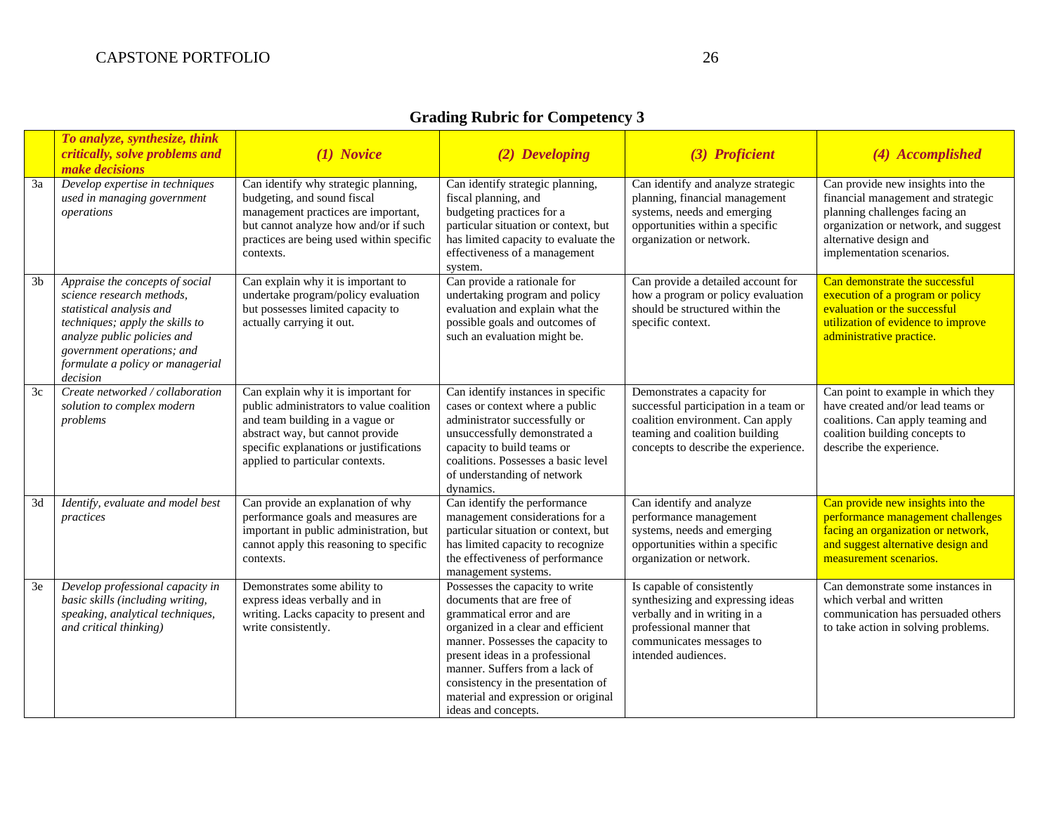## Grading Rubric for Competency 3

| | *To analyze, synthesize, think critically, solve problems and make decisions* | *(1) Novice* | *(2) Developing* | *(3) Proficient* | *(4) Accomplished* |
|---|---|---|---|---|---|
| 3a | *Develop expertise in techniques used in managing government operations* | Can identify why strategic planning, budgeting, and sound fiscal management practices are important, but cannot analyze how and/or if such practices are being used within specific contexts. | Can identify strategic planning, fiscal planning, and budgeting practices for a particular situation or context, but has limited capacity to evaluate the effectiveness of a management system. | Can identify and analyze strategic planning, financial management systems, needs and emerging opportunities within a specific organization or network. | Can provide new insights into the financial management and strategic planning challenges facing an organization or network, and suggest alternative design and implementation scenarios. |
| 3b | *Appraise the concepts of social science research methods, statistical analysis and techniques; apply the skills to analyze public policies and government operations; and formulate a policy or managerial decision* | Can explain why it is important to undertake program/policy evaluation but possesses limited capacity to actually carrying it out. | Can provide a rationale for undertaking program and policy evaluation and explain what the possible goals and outcomes of such an evaluation might be. | Can provide a detailed account for how a program or policy evaluation should be structured within the specific context. | Can demonstrate the successful execution of a program or policy evaluation or the successful utilization of evidence to improve administrative practice. |
| 3c | *Create networked / collaboration solution to complex modern problems* | Can explain why it is important for public administrators to value coalition and team building in a vague or abstract way, but cannot provide specific explanations or justifications applied to particular contexts. | Can identify instances in specific cases or context where a public administrator successfully or unsuccessfully demonstrated a capacity to build teams or coalitions. Possesses a basic level of understanding of network dynamics. | Demonstrates a capacity for successful participation in a team or coalition environment. Can apply teaming and coalition building concepts to describe the experience. | Can point to example in which they have created and/or lead teams or coalitions. Can apply teaming and coalition building concepts to describe the experience. |
| 3d | *Identify, evaluate and model best practices* | Can provide an explanation of why performance goals and measures are important in public administration, but cannot apply this reasoning to specific contexts. | Can identify the performance management considerations for a particular situation or context, but has limited capacity to recognize the effectiveness of performance management systems. | Can identify and analyze performance management systems, needs and emerging opportunities within a specific organization or network. | Can provide new insights into the performance management challenges facing an organization or network, and suggest alternative design and measurement scenarios. |
| 3e | *Develop professional capacity in basic skills (including writing, speaking, analytical techniques, and critical thinking)* | Demonstrates some ability to express ideas verbally and in writing. Lacks capacity to present and write consistently. | Possesses the capacity to write documents that are free of grammatical error and are organized in a clear and efficient manner. Possesses the capacity to present ideas in a professional manner. Suffers from a lack of consistency in the presentation of material and expression or original ideas and concepts. | Is capable of consistently synthesizing and expressing ideas verbally and in writing in a professional manner that communicates messages to intended audiences. | Can demonstrate some instances in which verbal and written communication has persuaded others to take action in solving problems. |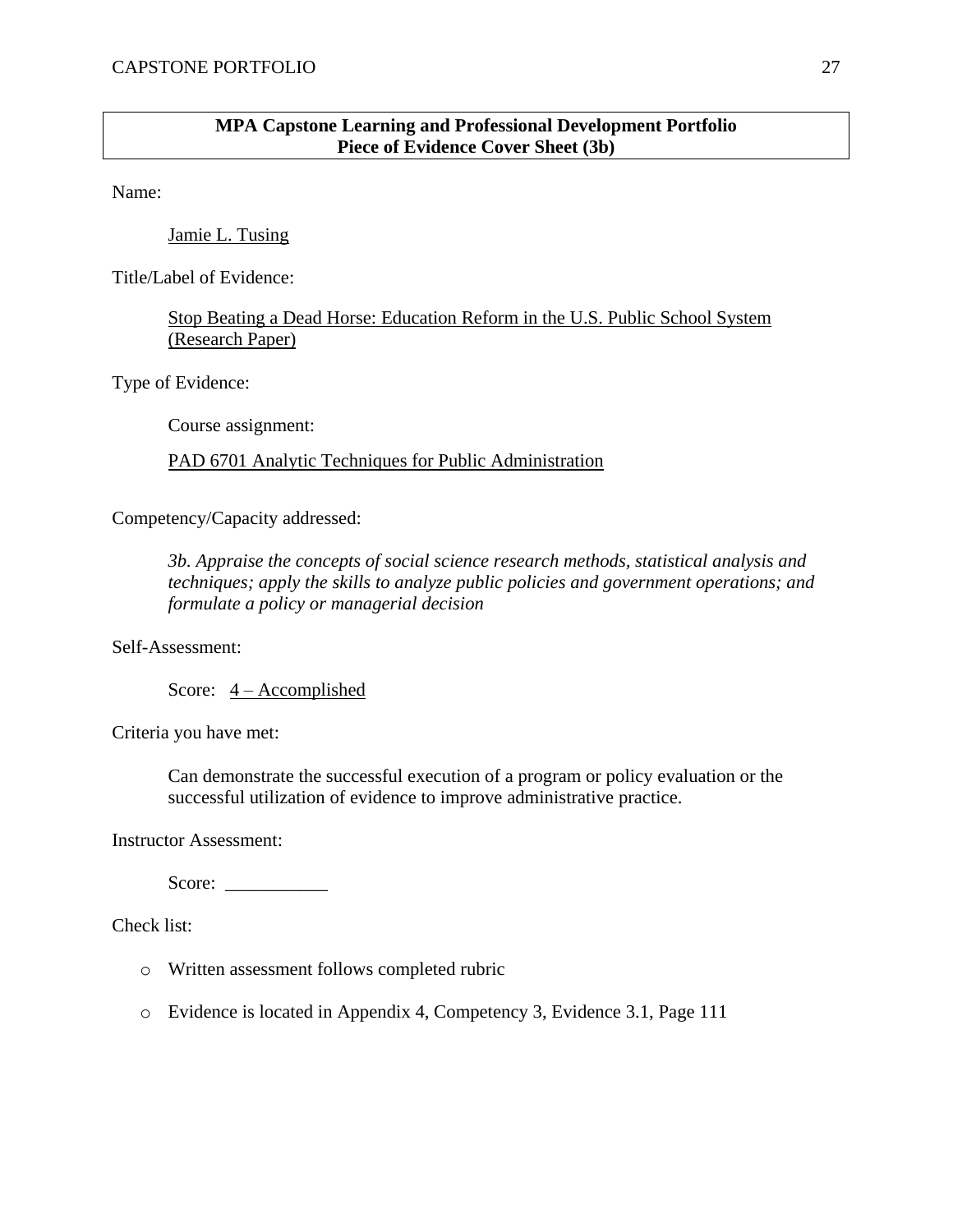**MPA Capstone Learning and Professional Development Portfolio**
**Piece of Evidence Cover Sheet (3b)**

Name:

Jamie L. Tusing

Title/Label of Evidence:

Stop Beating a Dead Horse: Education Reform in the U.S. Public School System (Research Paper)

Type of Evidence:

Course assignment:

PAD 6701 Analytic Techniques for Public Administration

Competency/Capacity addressed:

*3b. Appraise the concepts of social science research methods, statistical analysis and techniques; apply the skills to analyze public policies and government operations; and formulate a policy or managerial decision*

Self-Assessment:

Score: 4 – Accomplished

Criteria you have met:

Can demonstrate the successful execution of a program or policy evaluation or the successful utilization of evidence to improve administrative practice.

Instructor Assessment:

Score: ___________

Check list:

- Written assessment follows completed rubric
- Evidence is located in Appendix 4, Competency 3, Evidence 3.1, Page 111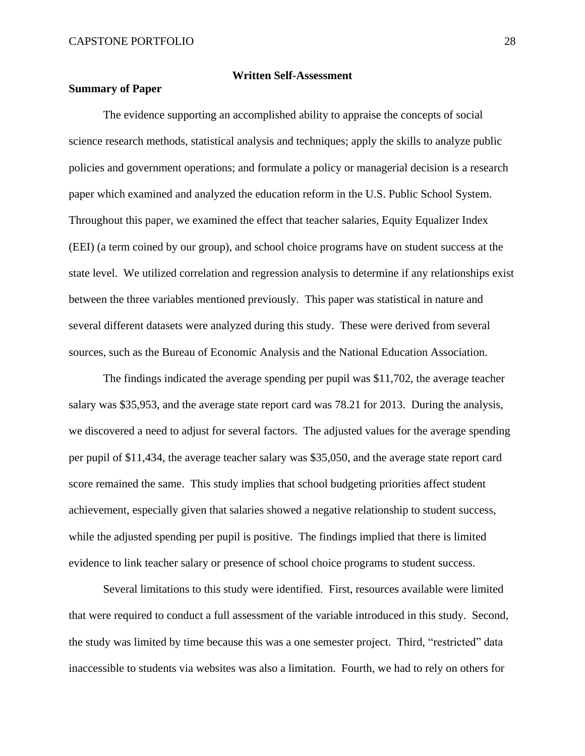## Written Self-Assessment

### Summary of Paper

The evidence supporting an accomplished ability to appraise the concepts of social science research methods, statistical analysis and techniques; apply the skills to analyze public policies and government operations; and formulate a policy or managerial decision is a research paper which examined and analyzed the education reform in the U.S. Public School System. Throughout this paper, we examined the effect that teacher salaries, Equity Equalizer Index (EEI) (a term coined by our group), and school choice programs have on student success at the state level. We utilized correlation and regression analysis to determine if any relationships exist between the three variables mentioned previously. This paper was statistical in nature and several different datasets were analyzed during this study. These were derived from several sources, such as the Bureau of Economic Analysis and the National Education Association.

The findings indicated the average spending per pupil was $11,702, the average teacher salary was $35,953, and the average state report card was 78.21 for 2013. During the analysis, we discovered a need to adjust for several factors. The adjusted values for the average spending per pupil of $11,434, the average teacher salary was $35,050, and the average state report card score remained the same. This study implies that school budgeting priorities affect student achievement, especially given that salaries showed a negative relationship to student success, while the adjusted spending per pupil is positive. The findings implied that there is limited evidence to link teacher salary or presence of school choice programs to student success.

Several limitations to this study were identified. First, resources available were limited that were required to conduct a full assessment of the variable introduced in this study. Second, the study was limited by time because this was a one semester project. Third, "restricted" data inaccessible to students via websites was also a limitation. Fourth, we had to rely on others for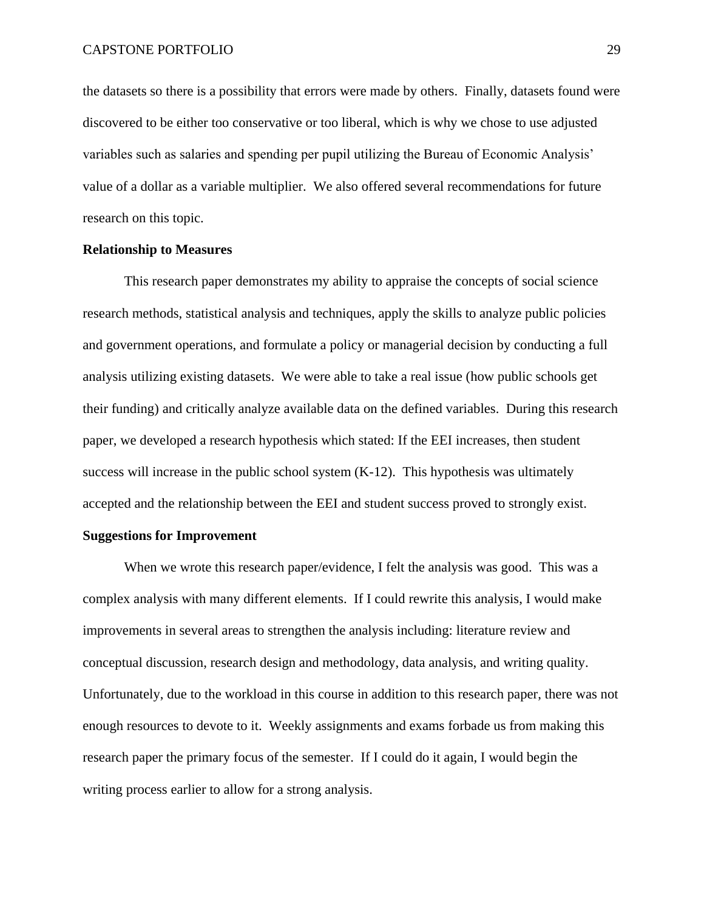the datasets so there is a possibility that errors were made by others. Finally, datasets found were discovered to be either too conservative or too liberal, which is why we chose to use adjusted variables such as salaries and spending per pupil utilizing the Bureau of Economic Analysis' value of a dollar as a variable multiplier. We also offered several recommendations for future research on this topic.

**Relationship to Measures**

This research paper demonstrates my ability to appraise the concepts of social science research methods, statistical analysis and techniques, apply the skills to analyze public policies and government operations, and formulate a policy or managerial decision by conducting a full analysis utilizing existing datasets. We were able to take a real issue (how public schools get their funding) and critically analyze available data on the defined variables. During this research paper, we developed a research hypothesis which stated: If the EEI increases, then student success will increase in the public school system (K-12). This hypothesis was ultimately accepted and the relationship between the EEI and student success proved to strongly exist.

**Suggestions for Improvement**

When we wrote this research paper/evidence, I felt the analysis was good. This was a complex analysis with many different elements. If I could rewrite this analysis, I would make improvements in several areas to strengthen the analysis including: literature review and conceptual discussion, research design and methodology, data analysis, and writing quality. Unfortunately, due to the workload in this course in addition to this research paper, there was not enough resources to devote to it. Weekly assignments and exams forbade us from making this research paper the primary focus of the semester. If I could do it again, I would begin the writing process earlier to allow for a strong analysis.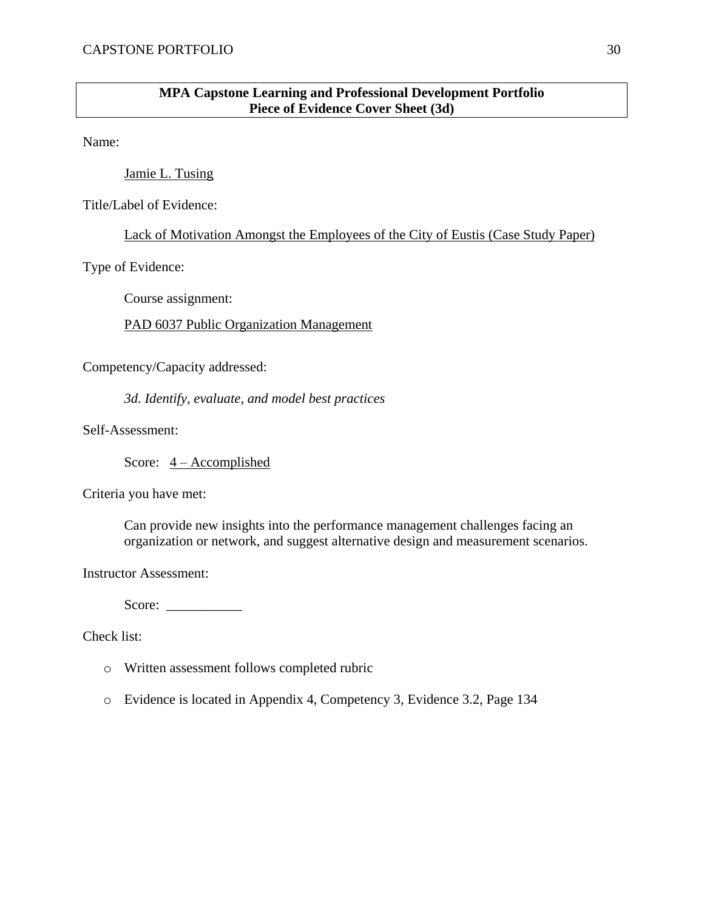**MPA Capstone Learning and Professional Development Portfolio**
**Piece of Evidence Cover Sheet (3d)**

Name:

Jamie L. Tusing

Title/Label of Evidence:

Lack of Motivation Amongst the Employees of the City of Eustis (Case Study Paper)

Type of Evidence:

Course assignment:

PAD 6037 Public Organization Management

Competency/Capacity addressed:

*3d. Identify, evaluate, and model best practices*

Self-Assessment:

Score: 4 – Accomplished

Criteria you have met:

Can provide new insights into the performance management challenges facing an organization or network, and suggest alternative design and measurement scenarios.

Instructor Assessment:

Score: ___________

Check list:

- Written assessment follows completed rubric
- Evidence is located in Appendix 4, Competency 3, Evidence 3.2, Page 134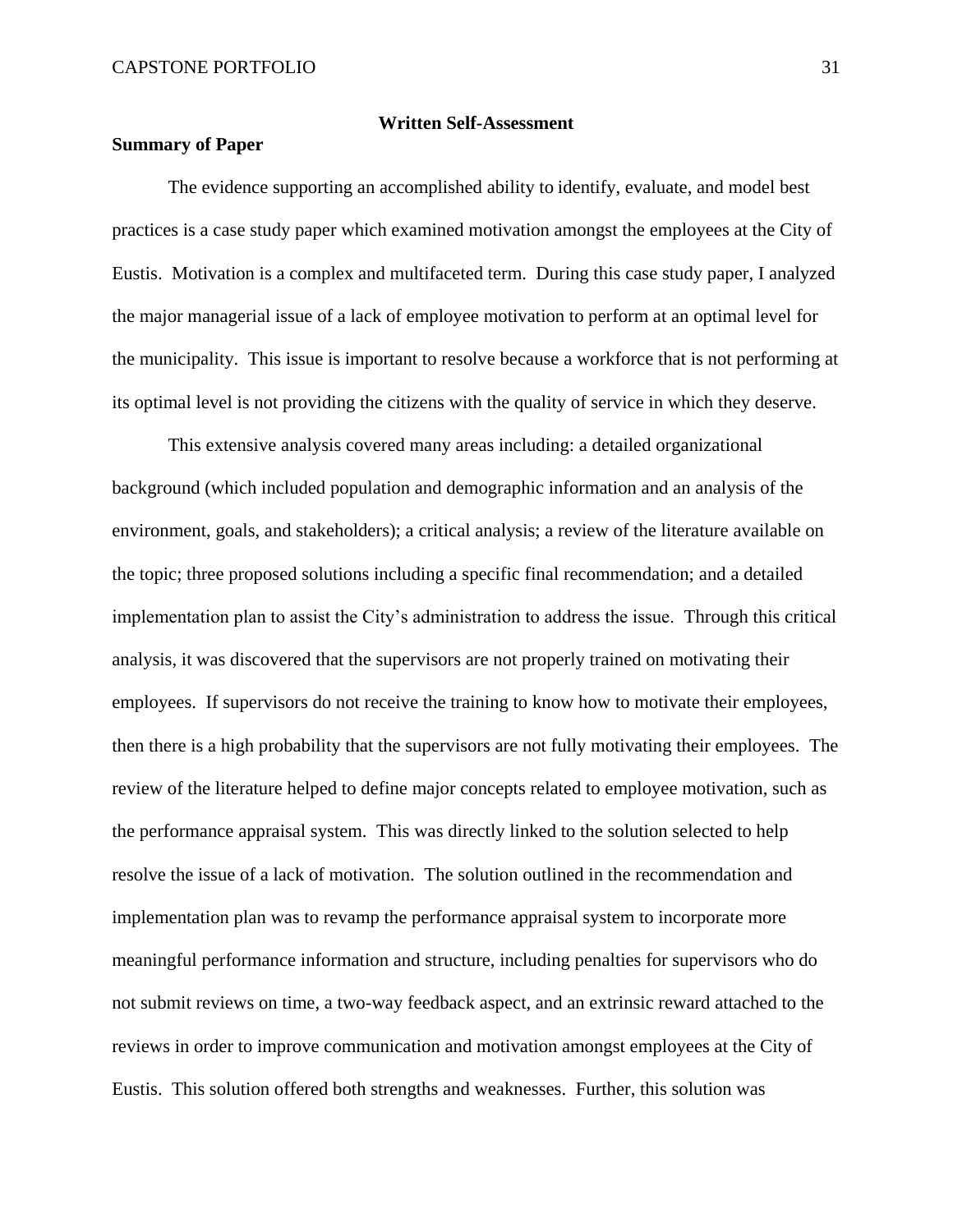## Written Self-Assessment

### Summary of Paper

The evidence supporting an accomplished ability to identify, evaluate, and model best practices is a case study paper which examined motivation amongst the employees at the City of Eustis. Motivation is a complex and multifaceted term. During this case study paper, I analyzed the major managerial issue of a lack of employee motivation to perform at an optimal level for the municipality. This issue is important to resolve because a workforce that is not performing at its optimal level is not providing the citizens with the quality of service in which they deserve.

This extensive analysis covered many areas including: a detailed organizational background (which included population and demographic information and an analysis of the environment, goals, and stakeholders); a critical analysis; a review of the literature available on the topic; three proposed solutions including a specific final recommendation; and a detailed implementation plan to assist the City's administration to address the issue. Through this critical analysis, it was discovered that the supervisors are not properly trained on motivating their employees. If supervisors do not receive the training to know how to motivate their employees, then there is a high probability that the supervisors are not fully motivating their employees. The review of the literature helped to define major concepts related to employee motivation, such as the performance appraisal system. This was directly linked to the solution selected to help resolve the issue of a lack of motivation. The solution outlined in the recommendation and implementation plan was to revamp the performance appraisal system to incorporate more meaningful performance information and structure, including penalties for supervisors who do not submit reviews on time, a two-way feedback aspect, and an extrinsic reward attached to the reviews in order to improve communication and motivation amongst employees at the City of Eustis. This solution offered both strengths and weaknesses. Further, this solution was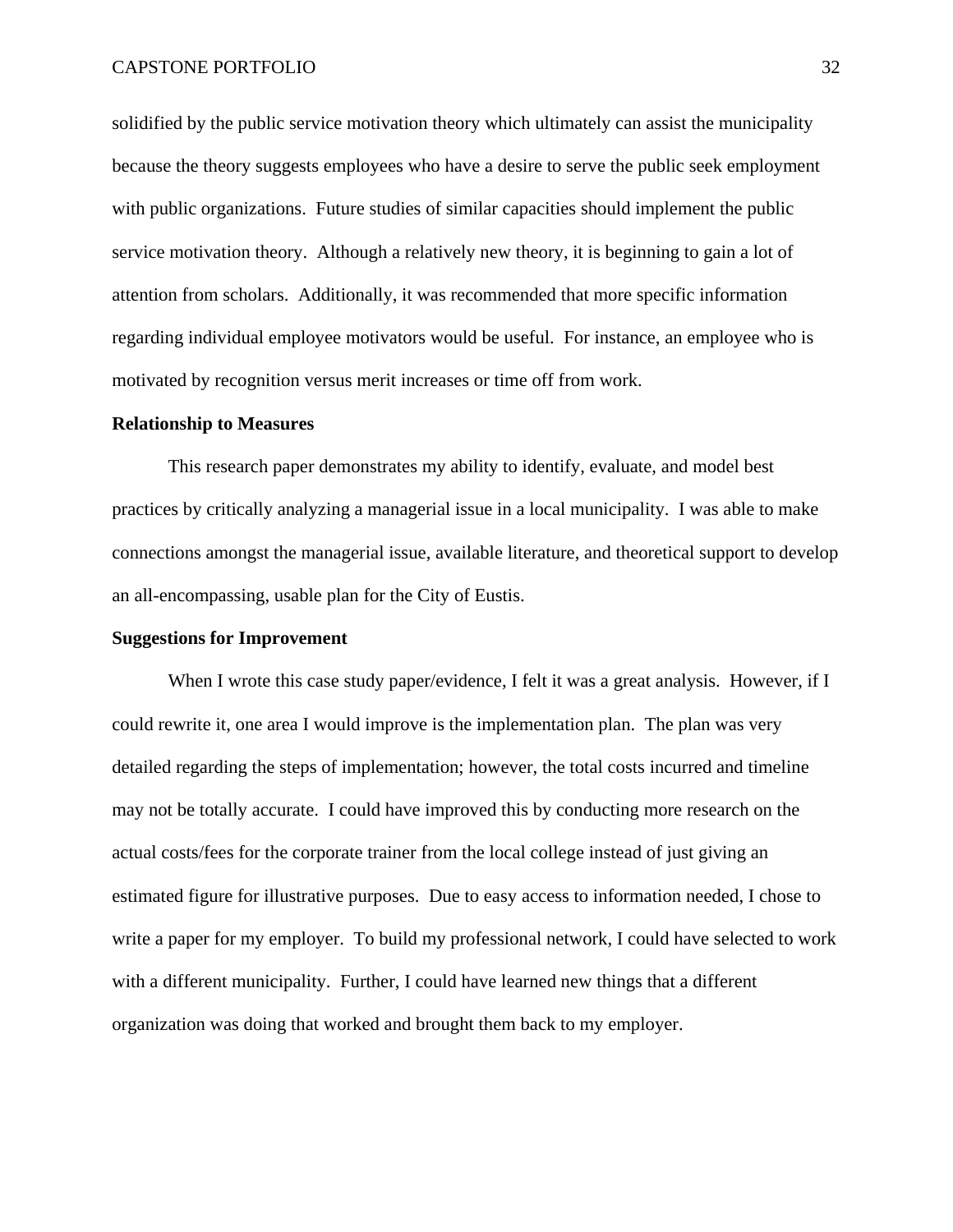solidified by the public service motivation theory which ultimately can assist the municipality because the theory suggests employees who have a desire to serve the public seek employment with public organizations. Future studies of similar capacities should implement the public service motivation theory. Although a relatively new theory, it is beginning to gain a lot of attention from scholars. Additionally, it was recommended that more specific information regarding individual employee motivators would be useful. For instance, an employee who is motivated by recognition versus merit increases or time off from work.

**Relationship to Measures**

This research paper demonstrates my ability to identify, evaluate, and model best practices by critically analyzing a managerial issue in a local municipality. I was able to make connections amongst the managerial issue, available literature, and theoretical support to develop an all-encompassing, usable plan for the City of Eustis.

**Suggestions for Improvement**

When I wrote this case study paper/evidence, I felt it was a great analysis. However, if I could rewrite it, one area I would improve is the implementation plan. The plan was very detailed regarding the steps of implementation; however, the total costs incurred and timeline may not be totally accurate. I could have improved this by conducting more research on the actual costs/fees for the corporate trainer from the local college instead of just giving an estimated figure for illustrative purposes. Due to easy access to information needed, I chose to write a paper for my employer. To build my professional network, I could have selected to work with a different municipality. Further, I could have learned new things that a different organization was doing that worked and brought them back to my employer.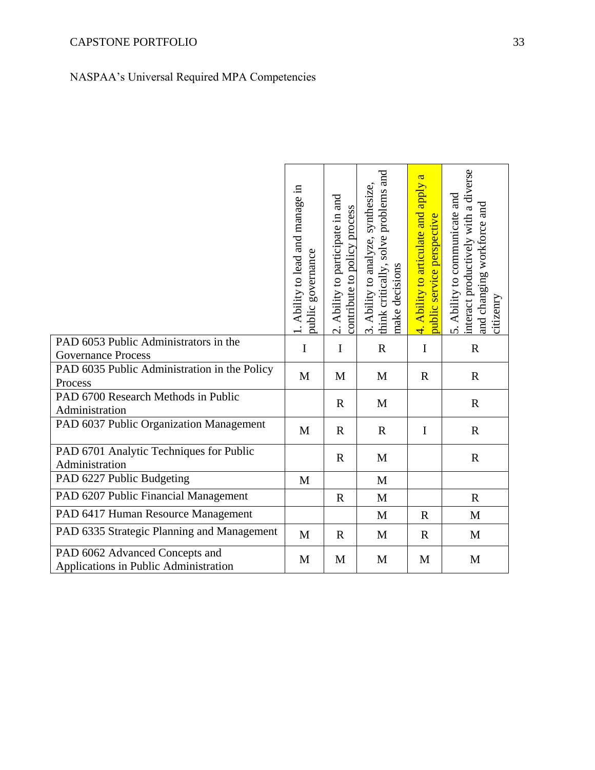NASPAA's Universal Required MPA Competencies

| | 1. Ability to lead and manage in public governance | 2. Ability to participate in and contribute to policy process | 3. Ability to analyze, synthesize, think critically, solve problems and make decisions | 4. Ability to articulate and apply a public service perspective | 5. Ability to communicate and interact productively with a diverse and changing workforce and citizenry |
|---|---|---|---|---|---|
| PAD 6053 Public Administrators in the Governance Process | I | I | R | I | R |
| PAD 6035 Public Administration in the Policy Process | M | M | M | R | R |
| PAD 6700 Research Methods in Public Administration | | R | M | | R |
| PAD 6037 Public Organization Management | M | R | R | I | R |
| PAD 6701 Analytic Techniques for Public Administration | | R | M | | R |
| PAD 6227 Public Budgeting | M | | M | | |
| PAD 6207 Public Financial Management | | R | M | | R |
| PAD 6417 Human Resource Management | | | M | R | M |
| PAD 6335 Strategic Planning and Management | M | R | M | R | M |
| PAD 6062 Advanced Concepts and Applications in Public Administration | M | M | M | M | M |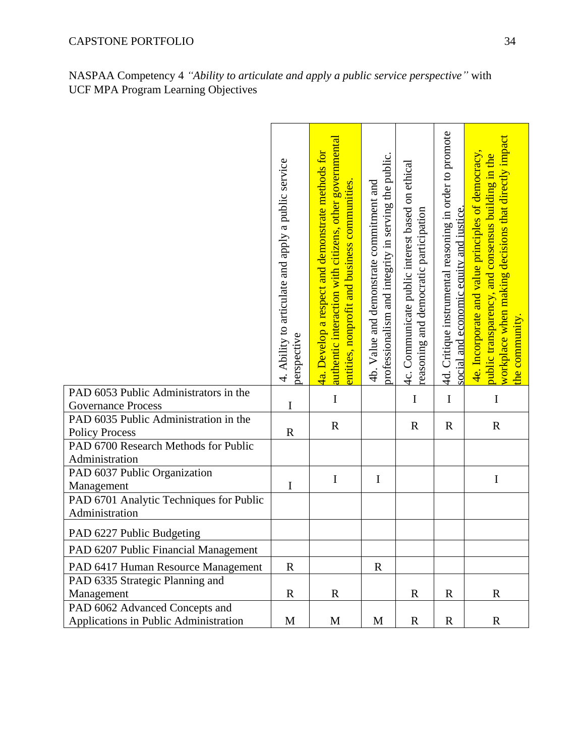NASPAA Competency 4 *"Ability to articulate and apply a public service perspective"* with UCF MPA Program Learning Objectives

| | 4. Ability to articulate and apply a public service perspective | 4a. Develop a respect and demonstrate methods for authentic interaction with citizens, other governmental entities, nonprofit and business communities. | 4b. Value and demonstrate commitment and professionalism and integrity in serving the public. | 4c. Communicate public interest based on ethical reasoning and democratic participation | 4d. Critique instrumental reasoning in order to promote social and economic equity and justice. | 4e. Incorporate and value principles of democracy, public transparency, and consensus building in the workplace when making decisions that directly impact the community. |
|---|---|---|---|---|---|---|
| PAD 6053 Public Administrators in the Governance Process | I | I | | I | I | I |
| PAD 6035 Public Administration in the Policy Process | R | R | | R | R | R |
| PAD 6700 Research Methods for Public Administration | | | | | | |
| PAD 6037 Public Organization Management | I | I | I | | | I |
| PAD 6701 Analytic Techniques for Public Administration | | | | | | |
| PAD 6227 Public Budgeting | | | | | | |
| PAD 6207 Public Financial Management | | | | | | |
| PAD 6417 Human Resource Management | R | | R | | | |
| PAD 6335 Strategic Planning and Management | R | R | | R | R | R |
| PAD 6062 Advanced Concepts and Applications in Public Administration | M | M | M | R | R | R |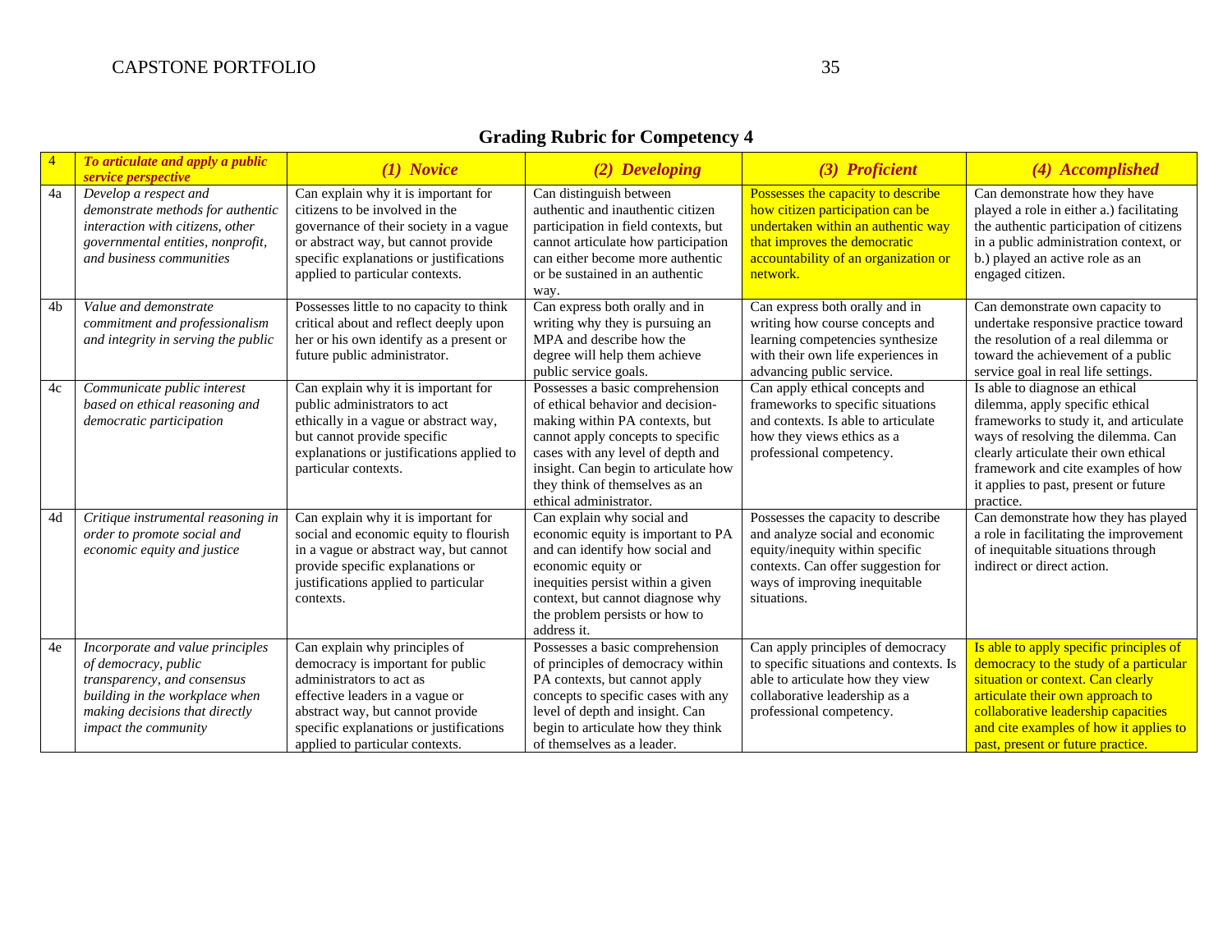## Grading Rubric for Competency 4

| 4 | *To articulate and apply a public service perspective* | ***(1) Novice*** | ***(2) Developing*** | ***(3) Proficient*** | ***(4) Accomplished*** |
|---|---|---|---|---|---|
| 4a | *Develop a respect and demonstrate methods for authentic interaction with citizens, other governmental entities, nonprofit, and business communities* | Can explain why it is important for citizens to be involved in the governance of their society in a vague or abstract way, but cannot provide specific explanations or justifications applied to particular contexts. | Can distinguish between authentic and inauthentic citizen participation in field contexts, but cannot articulate how participation can either become more authentic or be sustained in an authentic way. | Possesses the capacity to describe how citizen participation can be undertaken within an authentic way that improves the democratic accountability of an organization or network. | Can demonstrate how they have played a role in either a.) facilitating the authentic participation of citizens in a public administration context, or b.) played an active role as an engaged citizen. |
| 4b | *Value and demonstrate commitment and professionalism and integrity in serving the public* | Possesses little to no capacity to think critical about and reflect deeply upon her or his own identify as a present or future public administrator. | Can express both orally and in writing why they is pursuing an MPA and describe how the degree will help them achieve public service goals. | Can express both orally and in writing how course concepts and learning competencies synthesize with their own life experiences in advancing public service. | Can demonstrate own capacity to undertake responsive practice toward the resolution of a real dilemma or toward the achievement of a public service goal in real life settings. |
| 4c | *Communicate public interest based on ethical reasoning and democratic participation* | Can explain why it is important for public administrators to act ethically in a vague or abstract way, but cannot provide specific explanations or justifications applied to particular contexts. | Possesses a basic comprehension of ethical behavior and decision-making within PA contexts, but cannot apply concepts to specific cases with any level of depth and insight. Can begin to articulate how they think of themselves as an ethical administrator. | Can apply ethical concepts and frameworks to specific situations and contexts. Is able to articulate how they views ethics as a professional competency. | Is able to diagnose an ethical dilemma, apply specific ethical frameworks to study it, and articulate ways of resolving the dilemma. Can clearly articulate their own ethical framework and cite examples of how it applies to past, present or future practice. |
| 4d | *Critique instrumental reasoning in order to promote social and economic equity and justice* | Can explain why it is important for social and economic equity to flourish in a vague or abstract way, but cannot provide specific explanations or justifications applied to particular contexts. | Can explain why social and economic equity is important to PA and can identify how social and economic equity or inequities persist within a given context, but cannot diagnose why the problem persists or how to address it. | Possesses the capacity to describe and analyze social and economic equity/inequity within specific contexts. Can offer suggestion for ways of improving inequitable situations. | Can demonstrate how they has played a role in facilitating the improvement of inequitable situations through indirect or direct action. |
| 4e | *Incorporate and value principles of democracy, public transparency, and consensus building in the workplace when making decisions that directly impact the community* | Can explain why principles of democracy is important for public administrators to act as effective leaders in a vague or abstract way, but cannot provide specific explanations or justifications applied to particular contexts. | Possesses a basic comprehension of principles of democracy within PA contexts, but cannot apply concepts to specific cases with any level of depth and insight. Can begin to articulate how they think of themselves as a leader. | Can apply principles of democracy to specific situations and contexts. Is able to articulate how they view collaborative leadership as a professional competency. | Is able to apply specific principles of democracy to the study of a particular situation or context. Can clearly articulate their own approach to collaborative leadership capacities and cite examples of how it applies to past, present or future practice. |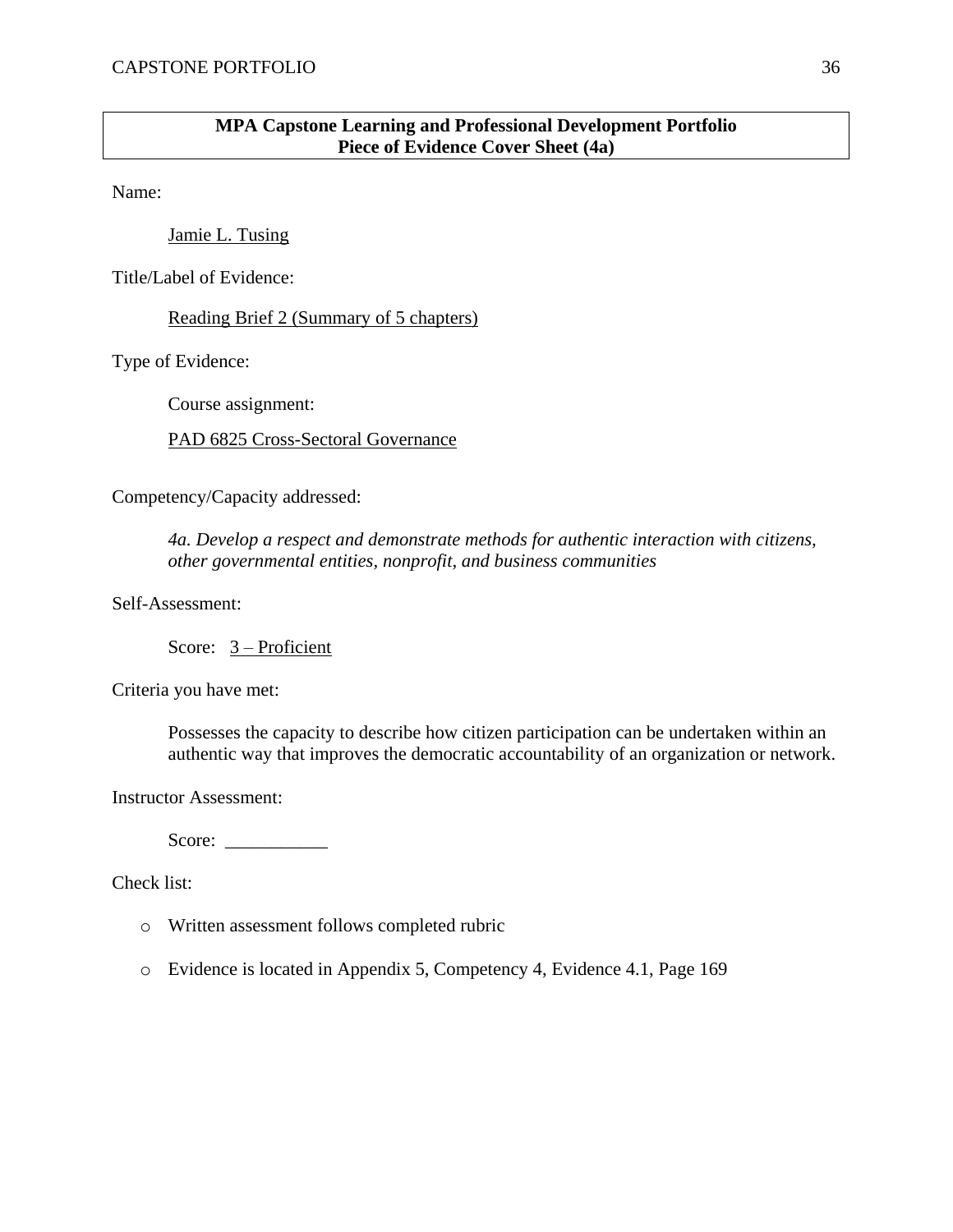**MPA Capstone Learning and Professional Development Portfolio**
**Piece of Evidence Cover Sheet (4a)**

Name:

Jamie L. Tusing

Title/Label of Evidence:

Reading Brief 2 (Summary of 5 chapters)

Type of Evidence:

Course assignment:

PAD 6825 Cross-Sectoral Governance

Competency/Capacity addressed:

*4a. Develop a respect and demonstrate methods for authentic interaction with citizens, other governmental entities, nonprofit, and business communities*

Self-Assessment:

Score: 3 – Proficient

Criteria you have met:

Possesses the capacity to describe how citizen participation can be undertaken within an authentic way that improves the democratic accountability of an organization or network.

Instructor Assessment:

Score: ___________

Check list:

- Written assessment follows completed rubric
- Evidence is located in Appendix 5, Competency 4, Evidence 4.1, Page 169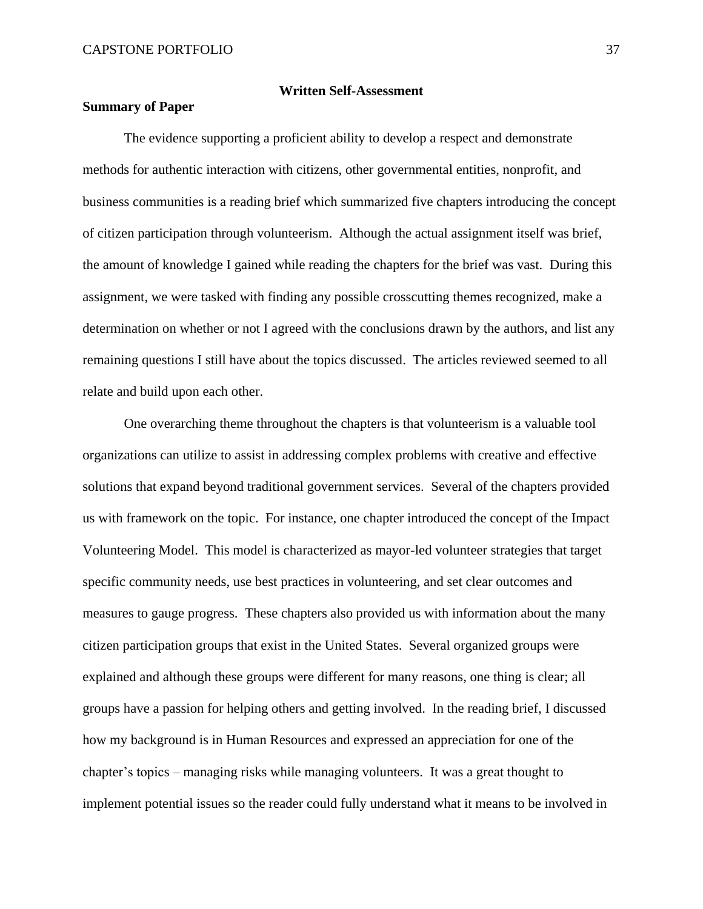## Written Self-Assessment

### Summary of Paper

The evidence supporting a proficient ability to develop a respect and demonstrate methods for authentic interaction with citizens, other governmental entities, nonprofit, and business communities is a reading brief which summarized five chapters introducing the concept of citizen participation through volunteerism. Although the actual assignment itself was brief, the amount of knowledge I gained while reading the chapters for the brief was vast. During this assignment, we were tasked with finding any possible crosscutting themes recognized, make a determination on whether or not I agreed with the conclusions drawn by the authors, and list any remaining questions I still have about the topics discussed. The articles reviewed seemed to all relate and build upon each other.

One overarching theme throughout the chapters is that volunteerism is a valuable tool organizations can utilize to assist in addressing complex problems with creative and effective solutions that expand beyond traditional government services. Several of the chapters provided us with framework on the topic. For instance, one chapter introduced the concept of the Impact Volunteering Model. This model is characterized as mayor-led volunteer strategies that target specific community needs, use best practices in volunteering, and set clear outcomes and measures to gauge progress. These chapters also provided us with information about the many citizen participation groups that exist in the United States. Several organized groups were explained and although these groups were different for many reasons, one thing is clear; all groups have a passion for helping others and getting involved. In the reading brief, I discussed how my background is in Human Resources and expressed an appreciation for one of the chapter's topics – managing risks while managing volunteers. It was a great thought to implement potential issues so the reader could fully understand what it means to be involved in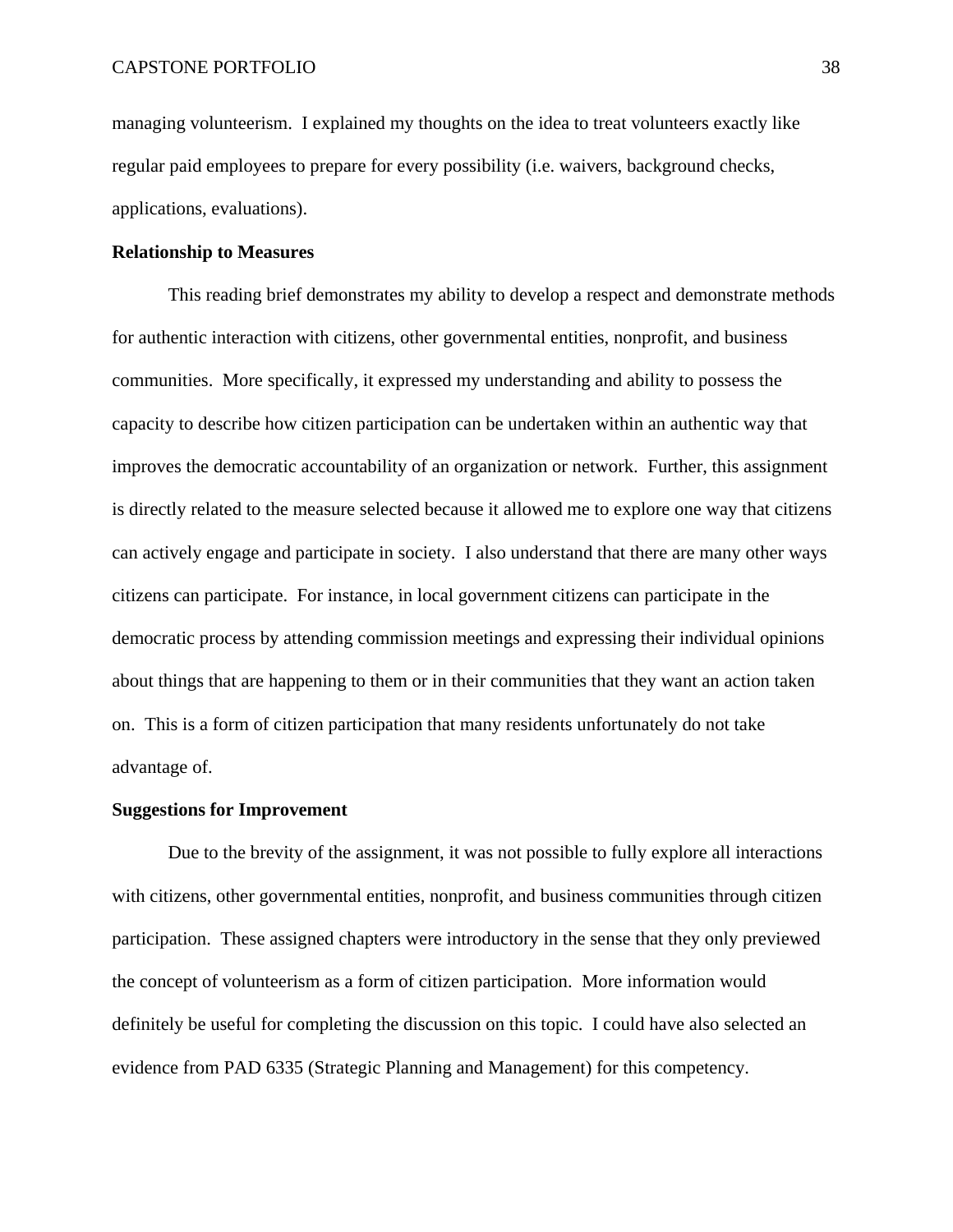managing volunteerism. I explained my thoughts on the idea to treat volunteers exactly like regular paid employees to prepare for every possibility (i.e. waivers, background checks, applications, evaluations).

**Relationship to Measures**

This reading brief demonstrates my ability to develop a respect and demonstrate methods for authentic interaction with citizens, other governmental entities, nonprofit, and business communities. More specifically, it expressed my understanding and ability to possess the capacity to describe how citizen participation can be undertaken within an authentic way that improves the democratic accountability of an organization or network. Further, this assignment is directly related to the measure selected because it allowed me to explore one way that citizens can actively engage and participate in society. I also understand that there are many other ways citizens can participate. For instance, in local government citizens can participate in the democratic process by attending commission meetings and expressing their individual opinions about things that are happening to them or in their communities that they want an action taken on. This is a form of citizen participation that many residents unfortunately do not take advantage of.

**Suggestions for Improvement**

Due to the brevity of the assignment, it was not possible to fully explore all interactions with citizens, other governmental entities, nonprofit, and business communities through citizen participation. These assigned chapters were introductory in the sense that they only previewed the concept of volunteerism as a form of citizen participation. More information would definitely be useful for completing the discussion on this topic. I could have also selected an evidence from PAD 6335 (Strategic Planning and Management) for this competency.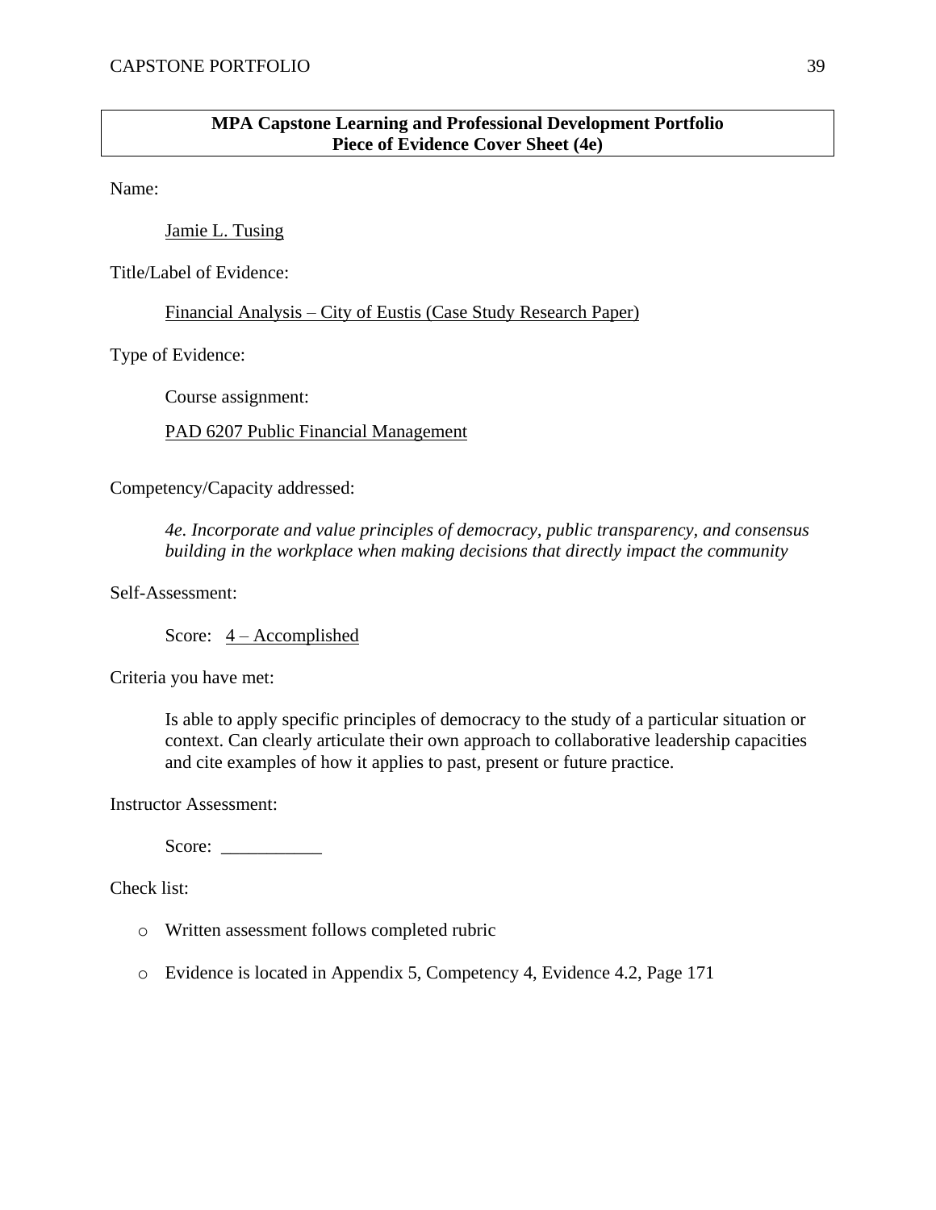**MPA Capstone Learning and Professional Development Portfolio**
**Piece of Evidence Cover Sheet (4e)**

Name:

Jamie L. Tusing

Title/Label of Evidence:

Financial Analysis – City of Eustis (Case Study Research Paper)

Type of Evidence:

Course assignment:

PAD 6207 Public Financial Management

Competency/Capacity addressed:

*4e. Incorporate and value principles of democracy, public transparency, and consensus building in the workplace when making decisions that directly impact the community*

Self-Assessment:

Score: 4 – Accomplished

Criteria you have met:

Is able to apply specific principles of democracy to the study of a particular situation or context. Can clearly articulate their own approach to collaborative leadership capacities and cite examples of how it applies to past, present or future practice.

Instructor Assessment:

Score: ___________

Check list:

- Written assessment follows completed rubric
- Evidence is located in Appendix 5, Competency 4, Evidence 4.2, Page 171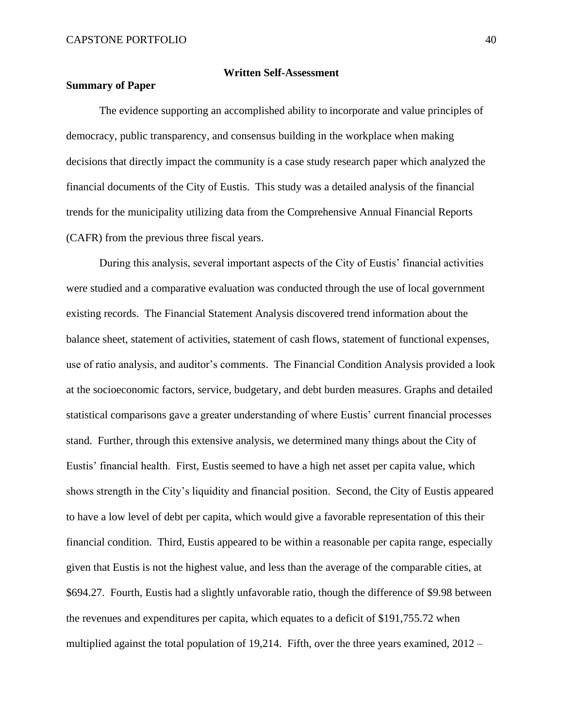## Written Self-Assessment

### Summary of Paper

The evidence supporting an accomplished ability to incorporate and value principles of democracy, public transparency, and consensus building in the workplace when making decisions that directly impact the community is a case study research paper which analyzed the financial documents of the City of Eustis. This study was a detailed analysis of the financial trends for the municipality utilizing data from the Comprehensive Annual Financial Reports (CAFR) from the previous three fiscal years.

During this analysis, several important aspects of the City of Eustis' financial activities were studied and a comparative evaluation was conducted through the use of local government existing records. The Financial Statement Analysis discovered trend information about the balance sheet, statement of activities, statement of cash flows, statement of functional expenses, use of ratio analysis, and auditor's comments. The Financial Condition Analysis provided a look at the socioeconomic factors, service, budgetary, and debt burden measures. Graphs and detailed statistical comparisons gave a greater understanding of where Eustis' current financial processes stand. Further, through this extensive analysis, we determined many things about the City of Eustis' financial health. First, Eustis seemed to have a high net asset per capita value, which shows strength in the City's liquidity and financial position. Second, the City of Eustis appeared to have a low level of debt per capita, which would give a favorable representation of this their financial condition. Third, Eustis appeared to be within a reasonable per capita range, especially given that Eustis is not the highest value, and less than the average of the comparable cities, at $694.27. Fourth, Eustis had a slightly unfavorable ratio, though the difference of $9.98 between the revenues and expenditures per capita, which equates to a deficit of $191,755.72 when multiplied against the total population of 19,214. Fifth, over the three years examined, 2012 –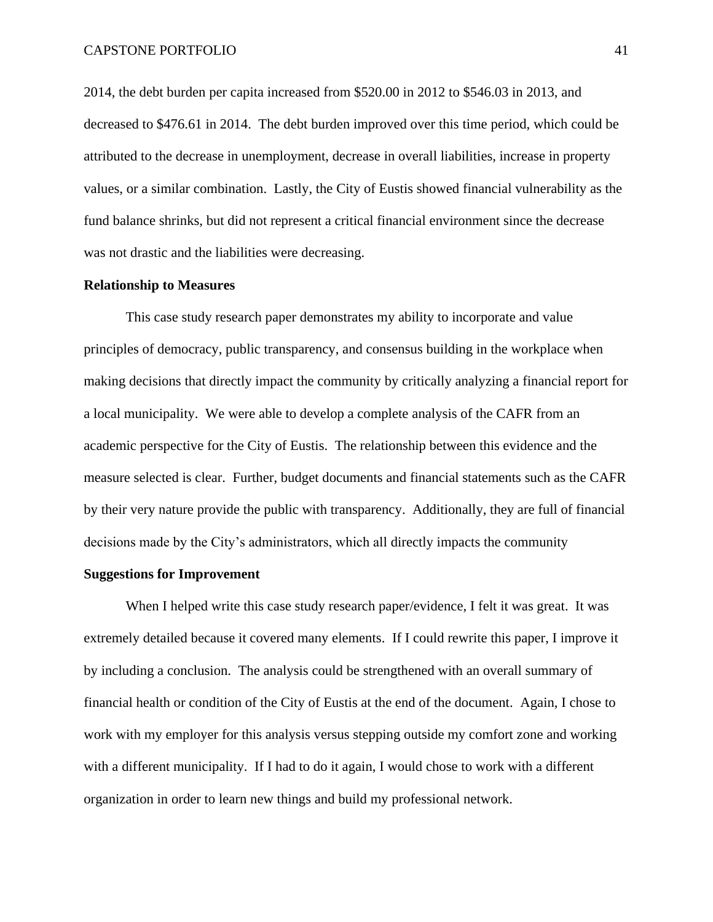2014, the debt burden per capita increased from $520.00 in 2012 to $546.03 in 2013, and decreased to $476.61 in 2014. The debt burden improved over this time period, which could be attributed to the decrease in unemployment, decrease in overall liabilities, increase in property values, or a similar combination. Lastly, the City of Eustis showed financial vulnerability as the fund balance shrinks, but did not represent a critical financial environment since the decrease was not drastic and the liabilities were decreasing.

**Relationship to Measures**

This case study research paper demonstrates my ability to incorporate and value principles of democracy, public transparency, and consensus building in the workplace when making decisions that directly impact the community by critically analyzing a financial report for a local municipality. We were able to develop a complete analysis of the CAFR from an academic perspective for the City of Eustis. The relationship between this evidence and the measure selected is clear. Further, budget documents and financial statements such as the CAFR by their very nature provide the public with transparency. Additionally, they are full of financial decisions made by the City's administrators, which all directly impacts the community

**Suggestions for Improvement**

When I helped write this case study research paper/evidence, I felt it was great. It was extremely detailed because it covered many elements. If I could rewrite this paper, I improve it by including a conclusion. The analysis could be strengthened with an overall summary of financial health or condition of the City of Eustis at the end of the document. Again, I chose to work with my employer for this analysis versus stepping outside my comfort zone and working with a different municipality. If I had to do it again, I would chose to work with a different organization in order to learn new things and build my professional network.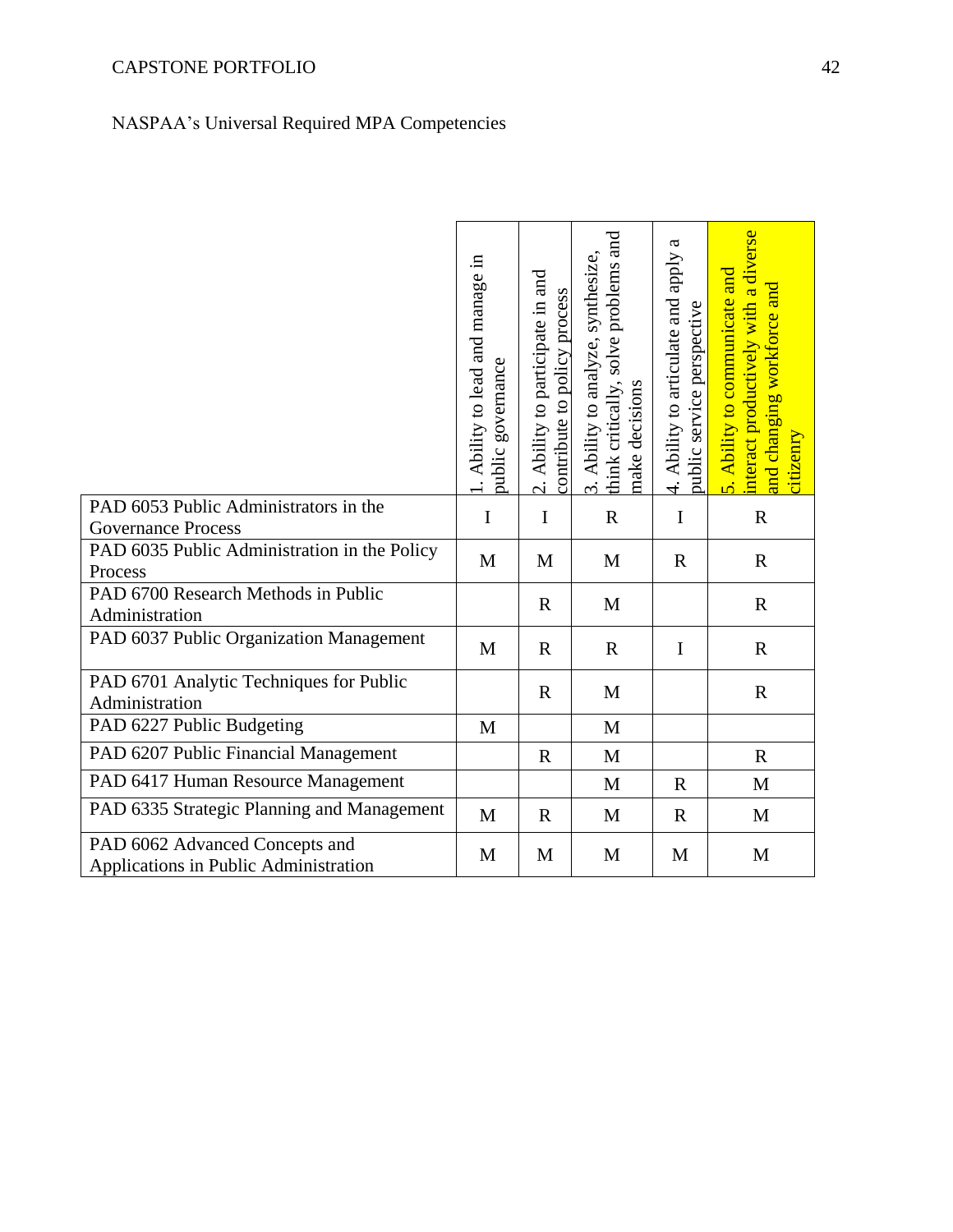NASPAA's Universal Required MPA Competencies

| | 1. Ability to lead and manage in public governance | 2. Ability to participate in and contribute to policy process | 3. Ability to analyze, synthesize, think critically, solve problems and make decisions | 4. Ability to articulate and apply a public service perspective | 5. Ability to communicate and interact productively with a diverse and changing workforce and citizenry |
|---|---|---|---|---|---|
| PAD 6053 Public Administrators in the Governance Process | I | I | R | I | R |
| PAD 6035 Public Administration in the Policy Process | M | M | M | R | R |
| PAD 6700 Research Methods in Public Administration | | R | M | | R |
| PAD 6037 Public Organization Management | M | R | R | I | R |
| PAD 6701 Analytic Techniques for Public Administration | | R | M | | R |
| PAD 6227 Public Budgeting | M | | M | | |
| PAD 6207 Public Financial Management | | R | M | | R |
| PAD 6417 Human Resource Management | | | M | R | M |
| PAD 6335 Strategic Planning and Management | M | R | M | R | M |
| PAD 6062 Advanced Concepts and Applications in Public Administration | M | M | M | M | M |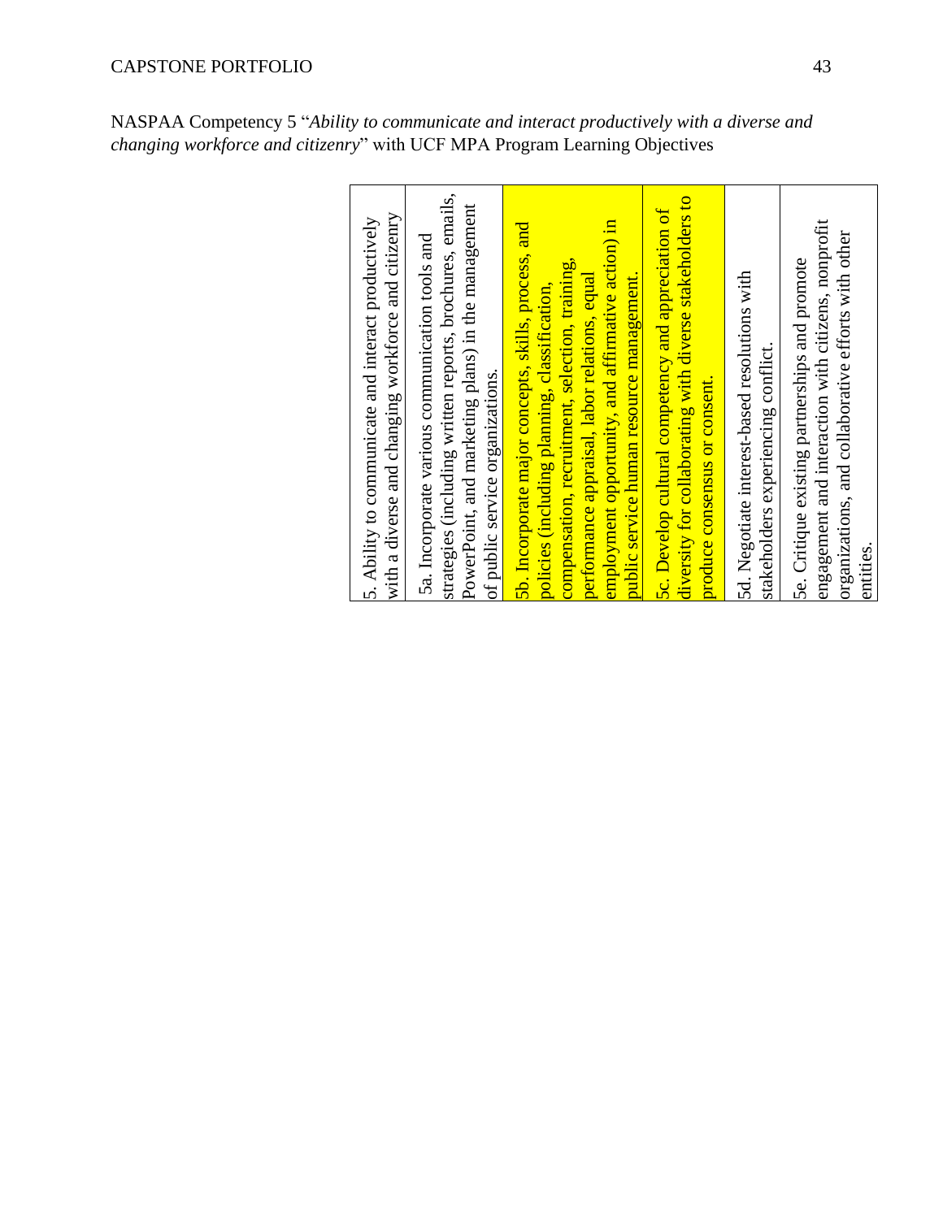NASPAA Competency 5 "*Ability to communicate and interact productively with a diverse and changing workforce and citizenry*" with UCF MPA Program Learning Objectives

| 5. Ability to communicate and interact productively with a diverse and changing workforce and citizenry |
|---|
| 5a. Incorporate various communication tools and strategies (including written reports, brochures, emails, PowerPoint, and marketing plans) in the management of public service organizations. |
| 5b. Incorporate major concepts, skills, process, and policies (including planning, classification, compensation, recruitment, selection, training, performance appraisal, labor relations, equal employment opportunity, and affirmative action) in public service human resource management. |
| 5c. Develop cultural competency and appreciation of diversity for collaborating with diverse stakeholders to produce consensus or consent. |
| 5d. Negotiate interest-based resolutions with stakeholders experiencing conflict. |
| 5e. Critique existing partnerships and promote engagement and interaction with citizens, nonprofit organizations, and collaborative efforts with other entities. |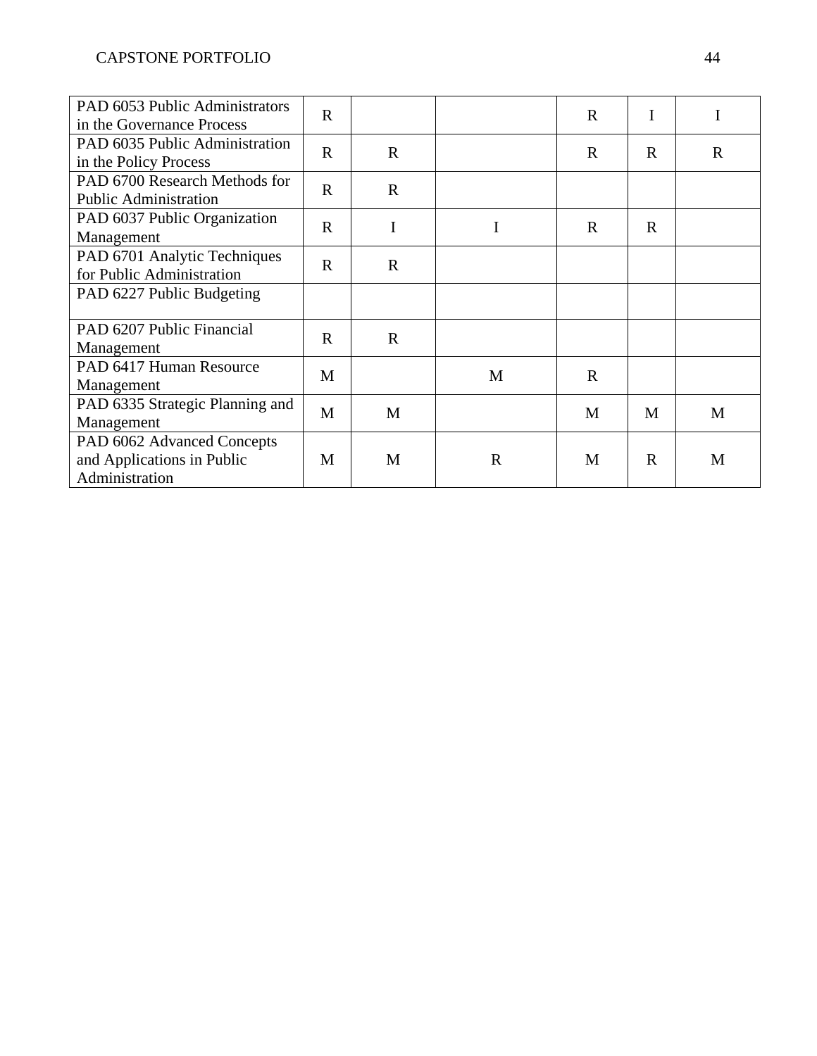| PAD 6053 Public Administrators in the Governance Process | R | | | R | I | I |
|---|---|---|---|---|---|---|
| PAD 6035 Public Administration in the Policy Process | R | R | | R | R | R |
| PAD 6700 Research Methods for Public Administration | R | R | | | | |
| PAD 6037 Public Organization Management | R | I | I | R | R | |
| PAD 6701 Analytic Techniques for Public Administration | R | R | | | | |
| PAD 6227 Public Budgeting | | | | | | |
| PAD 6207 Public Financial Management | R | R | | | | |
| PAD 6417 Human Resource Management | M | | M | R | | |
| PAD 6335 Strategic Planning and Management | M | M | | M | M | M |
| PAD 6062 Advanced Concepts and Applications in Public Administration | M | M | R | M | R | M |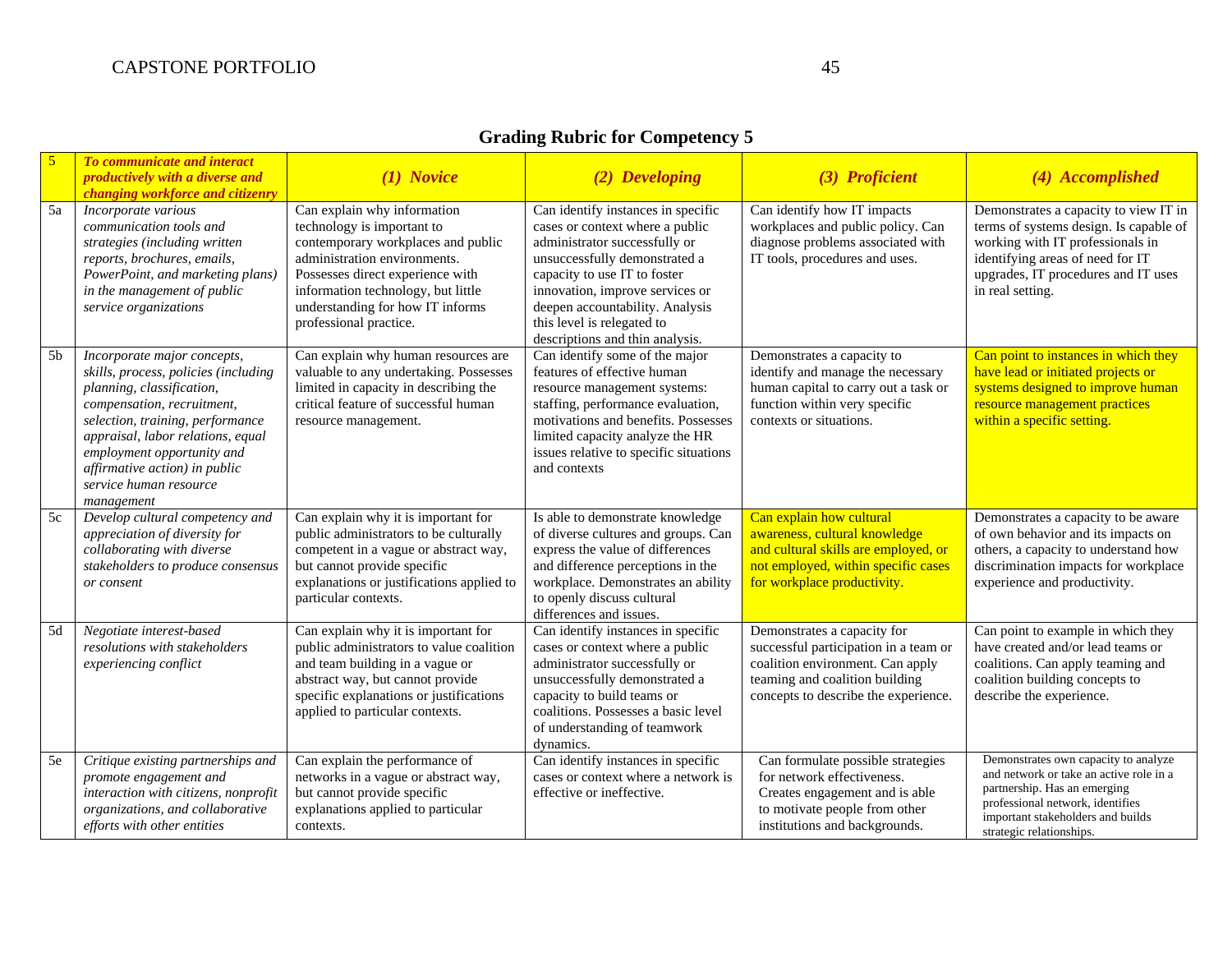## Grading Rubric for Competency 5

| 5 | *To communicate and interact productively with a diverse and changing workforce and citizenry* | *(1) Novice* | *(2) Developing* | *(3) Proficient* | *(4) Accomplished* |
|---|---|---|---|---|---|
| 5a | *Incorporate various communication tools and strategies (including written reports, brochures, emails, PowerPoint, and marketing plans) in the management of public service organizations* | Can explain why information technology is important to contemporary workplaces and public administration environments. Possesses direct experience with information technology, but little understanding for how IT informs professional practice. | Can identify instances in specific cases or context where a public administrator successfully or unsuccessfully demonstrated a capacity to use IT to foster innovation, improve services or deepen accountability. Analysis this level is relegated to descriptions and thin analysis. | Can identify how IT impacts workplaces and public policy. Can diagnose problems associated with IT tools, procedures and uses. | Demonstrates a capacity to view IT in terms of systems design. Is capable of working with IT professionals in identifying areas of need for IT upgrades, IT procedures and IT uses in real setting. |
| 5b | *Incorporate major concepts, skills, process, policies (including planning, classification, compensation, recruitment, selection, training, performance appraisal, labor relations, equal employment opportunity and affirmative action) in public service human resource management* | Can explain why human resources are valuable to any undertaking. Possesses limited in capacity in describing the critical feature of successful human resource management. | Can identify some of the major features of effective human resource management systems: staffing, performance evaluation, motivations and benefits. Possesses limited capacity analyze the HR issues relative to specific situations and contexts | Demonstrates a capacity to identify and manage the necessary human capital to carry out a task or function within very specific contexts or situations. | Can point to instances in which they have lead or initiated projects or systems designed to improve human resource management practices within a specific setting. |
| 5c | *Develop cultural competency and appreciation of diversity for collaborating with diverse stakeholders to produce consensus or consent* | Can explain why it is important for public administrators to be culturally competent in a vague or abstract way, but cannot provide specific explanations or justifications applied to particular contexts. | Is able to demonstrate knowledge of diverse cultures and groups. Can express the value of differences and difference perceptions in the workplace. Demonstrates an ability to openly discuss cultural differences and issues. | Can explain how cultural awareness, cultural knowledge and cultural skills are employed, or not employed, within specific cases for workplace productivity. | Demonstrates a capacity to be aware of own behavior and its impacts on others, a capacity to understand how discrimination impacts for workplace experience and productivity. |
| 5d | *Negotiate interest-based resolutions with stakeholders experiencing conflict* | Can explain why it is important for public administrators to value coalition and team building in a vague or abstract way, but cannot provide specific explanations or justifications applied to particular contexts. | Can identify instances in specific cases or context where a public administrator successfully or unsuccessfully demonstrated a capacity to build teams or coalitions. Possesses a basic level of understanding of teamwork dynamics. | Demonstrates a capacity for successful participation in a team or coalition environment. Can apply teaming and coalition building concepts to describe the experience. | Can point to example in which they have created and/or lead teams or coalitions. Can apply teaming and coalition building concepts to describe the experience. |
| 5e | *Critique existing partnerships and promote engagement and interaction with citizens, nonprofit organizations, and collaborative efforts with other entities* | Can explain the performance of networks in a vague or abstract way, but cannot provide specific explanations applied to particular contexts. | Can identify instances in specific cases or context where a network is effective or ineffective. | Can formulate possible strategies for network effectiveness. Creates engagement and is able to motivate people from other institutions and backgrounds. | Demonstrates own capacity to analyze and network or take an active role in a partnership. Has an emerging professional network, identifies important stakeholders and builds strategic relationships. |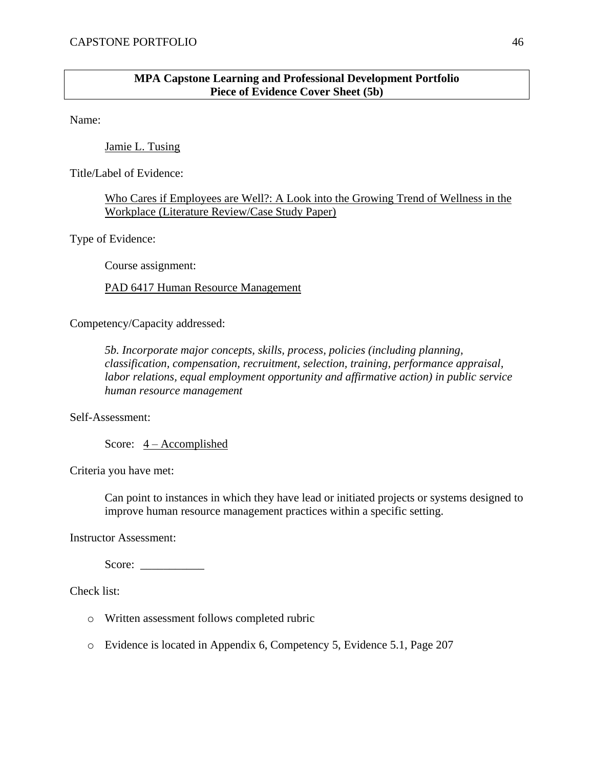**MPA Capstone Learning and Professional Development Portfolio**
**Piece of Evidence Cover Sheet (5b)**

Name:

Jamie L. Tusing

Title/Label of Evidence:

Who Cares if Employees are Well?: A Look into the Growing Trend of Wellness in the Workplace (Literature Review/Case Study Paper)

Type of Evidence:

Course assignment:

PAD 6417 Human Resource Management

Competency/Capacity addressed:

*5b. Incorporate major concepts, skills, process, policies (including planning, classification, compensation, recruitment, selection, training, performance appraisal, labor relations, equal employment opportunity and affirmative action) in public service human resource management*

Self-Assessment:

Score: 4 – Accomplished

Criteria you have met:

Can point to instances in which they have lead or initiated projects or systems designed to improve human resource management practices within a specific setting.

Instructor Assessment:

Score: ___________

Check list:

- Written assessment follows completed rubric
- Evidence is located in Appendix 6, Competency 5, Evidence 5.1, Page 207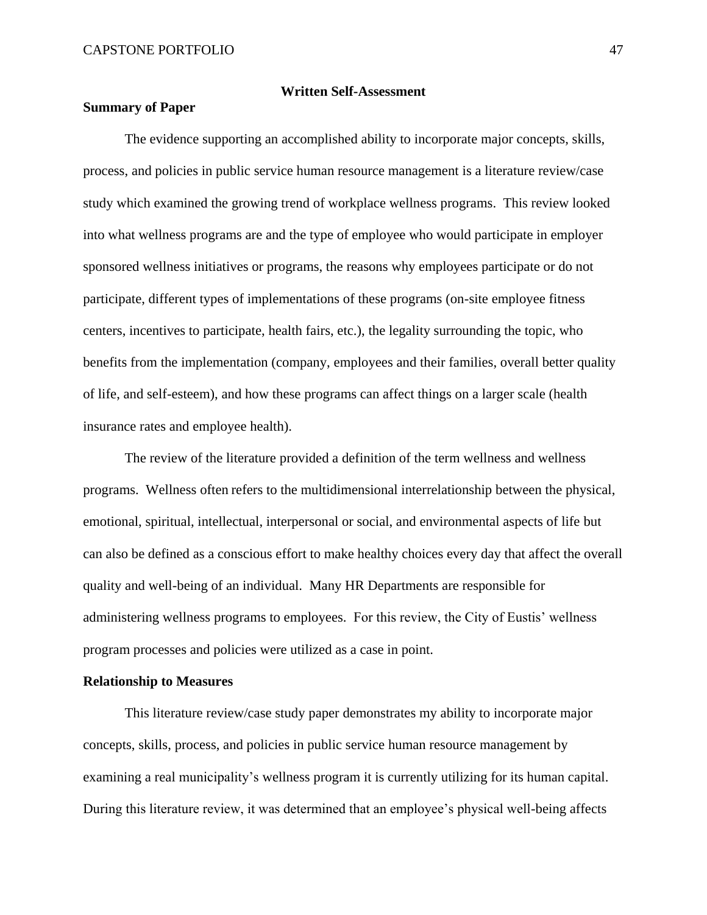## Written Self-Assessment

### Summary of Paper

The evidence supporting an accomplished ability to incorporate major concepts, skills, process, and policies in public service human resource management is a literature review/case study which examined the growing trend of workplace wellness programs. This review looked into what wellness programs are and the type of employee who would participate in employer sponsored wellness initiatives or programs, the reasons why employees participate or do not participate, different types of implementations of these programs (on-site employee fitness centers, incentives to participate, health fairs, etc.), the legality surrounding the topic, who benefits from the implementation (company, employees and their families, overall better quality of life, and self-esteem), and how these programs can affect things on a larger scale (health insurance rates and employee health).

The review of the literature provided a definition of the term wellness and wellness programs. Wellness often refers to the multidimensional interrelationship between the physical, emotional, spiritual, intellectual, interpersonal or social, and environmental aspects of life but can also be defined as a conscious effort to make healthy choices every day that affect the overall quality and well-being of an individual. Many HR Departments are responsible for administering wellness programs to employees. For this review, the City of Eustis' wellness program processes and policies were utilized as a case in point.

### Relationship to Measures

This literature review/case study paper demonstrates my ability to incorporate major concepts, skills, process, and policies in public service human resource management by examining a real municipality's wellness program it is currently utilizing for its human capital. During this literature review, it was determined that an employee's physical well-being affects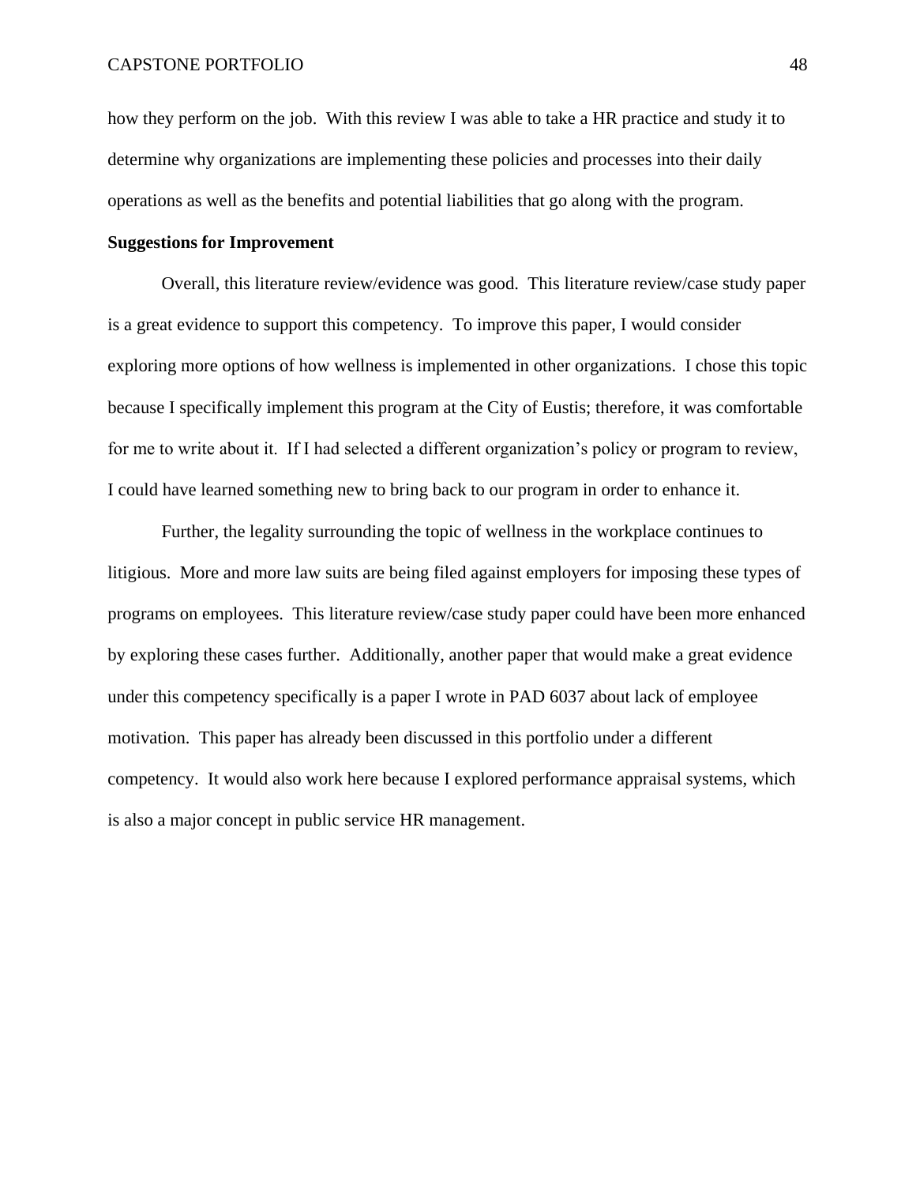how they perform on the job. With this review I was able to take a HR practice and study it to determine why organizations are implementing these policies and processes into their daily operations as well as the benefits and potential liabilities that go along with the program.

**Suggestions for Improvement**

Overall, this literature review/evidence was good. This literature review/case study paper is a great evidence to support this competency. To improve this paper, I would consider exploring more options of how wellness is implemented in other organizations. I chose this topic because I specifically implement this program at the City of Eustis; therefore, it was comfortable for me to write about it. If I had selected a different organization's policy or program to review, I could have learned something new to bring back to our program in order to enhance it.

Further, the legality surrounding the topic of wellness in the workplace continues to litigious. More and more law suits are being filed against employers for imposing these types of programs on employees. This literature review/case study paper could have been more enhanced by exploring these cases further. Additionally, another paper that would make a great evidence under this competency specifically is a paper I wrote in PAD 6037 about lack of employee motivation. This paper has already been discussed in this portfolio under a different competency. It would also work here because I explored performance appraisal systems, which is also a major concept in public service HR management.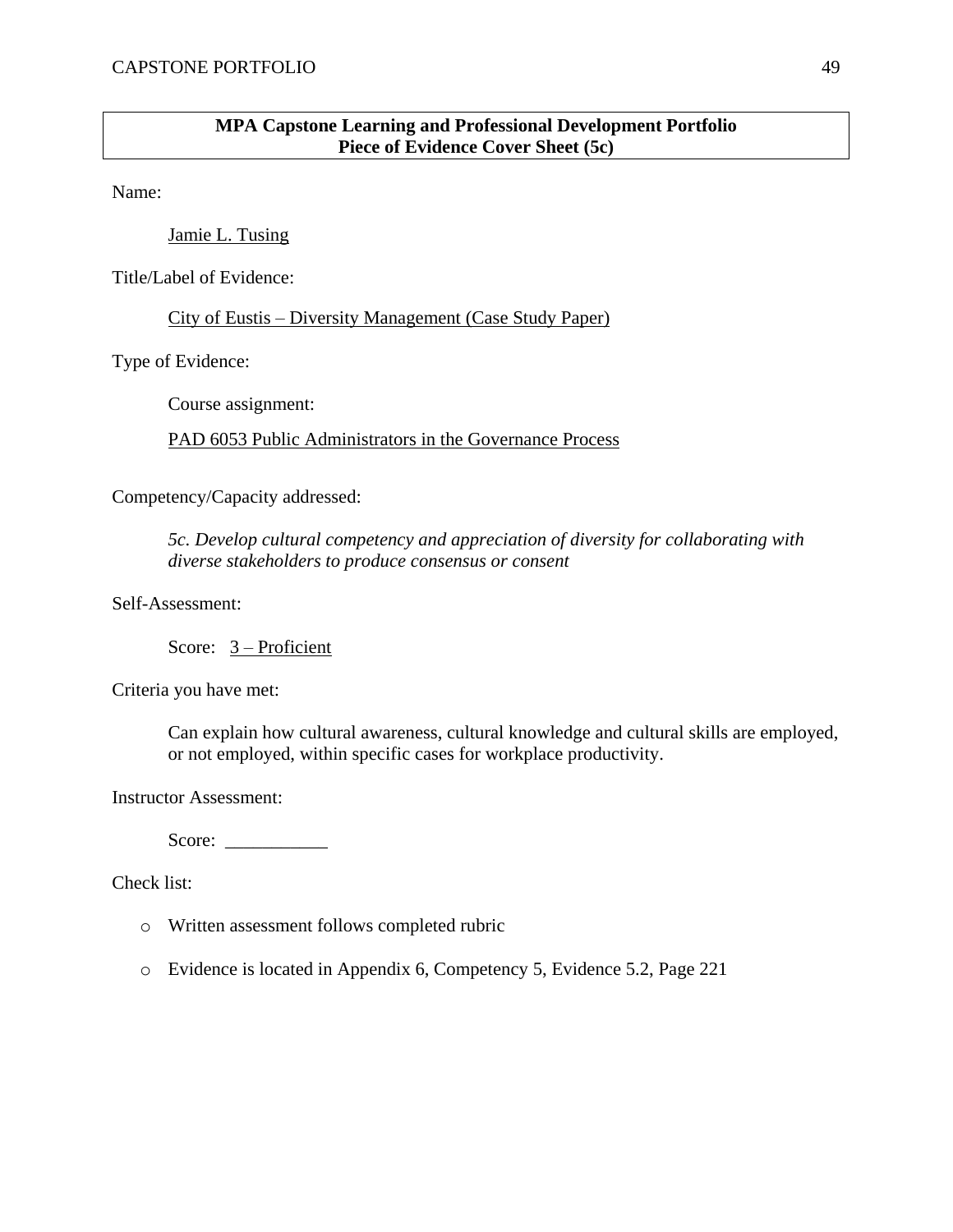**MPA Capstone Learning and Professional Development Portfolio**
**Piece of Evidence Cover Sheet (5c)**

Name:

Jamie L. Tusing

Title/Label of Evidence:

City of Eustis – Diversity Management (Case Study Paper)

Type of Evidence:

Course assignment:

PAD 6053 Public Administrators in the Governance Process

Competency/Capacity addressed:

*5c. Develop cultural competency and appreciation of diversity for collaborating with diverse stakeholders to produce consensus or consent*

Self-Assessment:

Score: 3 – Proficient

Criteria you have met:

Can explain how cultural awareness, cultural knowledge and cultural skills are employed, or not employed, within specific cases for workplace productivity.

Instructor Assessment:

Score: ___________

Check list:

- Written assessment follows completed rubric
- Evidence is located in Appendix 6, Competency 5, Evidence 5.2, Page 221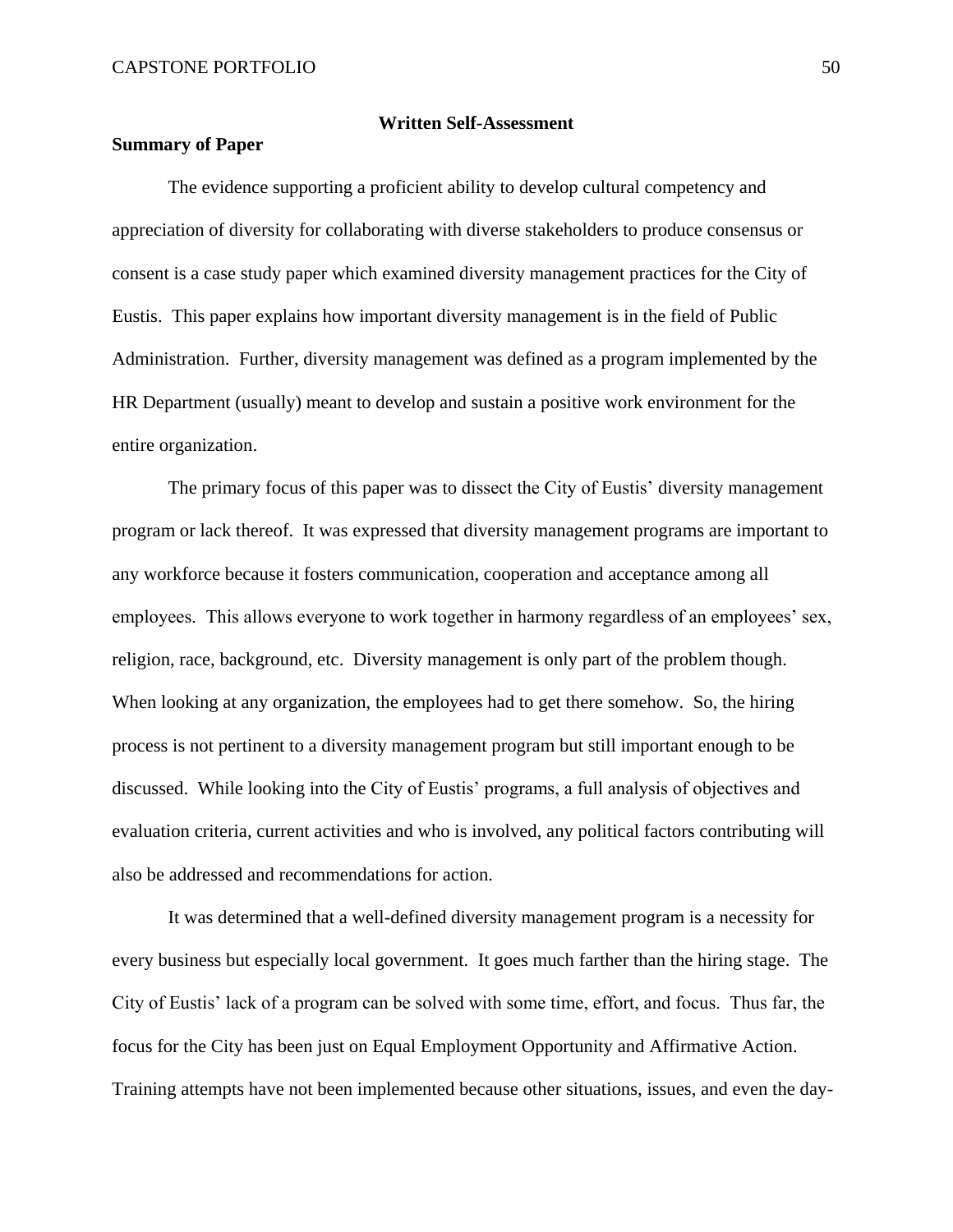## Written Self-Assessment

### Summary of Paper

The evidence supporting a proficient ability to develop cultural competency and appreciation of diversity for collaborating with diverse stakeholders to produce consensus or consent is a case study paper which examined diversity management practices for the City of Eustis. This paper explains how important diversity management is in the field of Public Administration. Further, diversity management was defined as a program implemented by the HR Department (usually) meant to develop and sustain a positive work environment for the entire organization.

The primary focus of this paper was to dissect the City of Eustis' diversity management program or lack thereof. It was expressed that diversity management programs are important to any workforce because it fosters communication, cooperation and acceptance among all employees. This allows everyone to work together in harmony regardless of an employees' sex, religion, race, background, etc. Diversity management is only part of the problem though. When looking at any organization, the employees had to get there somehow. So, the hiring process is not pertinent to a diversity management program but still important enough to be discussed. While looking into the City of Eustis' programs, a full analysis of objectives and evaluation criteria, current activities and who is involved, any political factors contributing will also be addressed and recommendations for action.

It was determined that a well-defined diversity management program is a necessity for every business but especially local government. It goes much farther than the hiring stage. The City of Eustis' lack of a program can be solved with some time, effort, and focus. Thus far, the focus for the City has been just on Equal Employment Opportunity and Affirmative Action. Training attempts have not been implemented because other situations, issues, and even the day-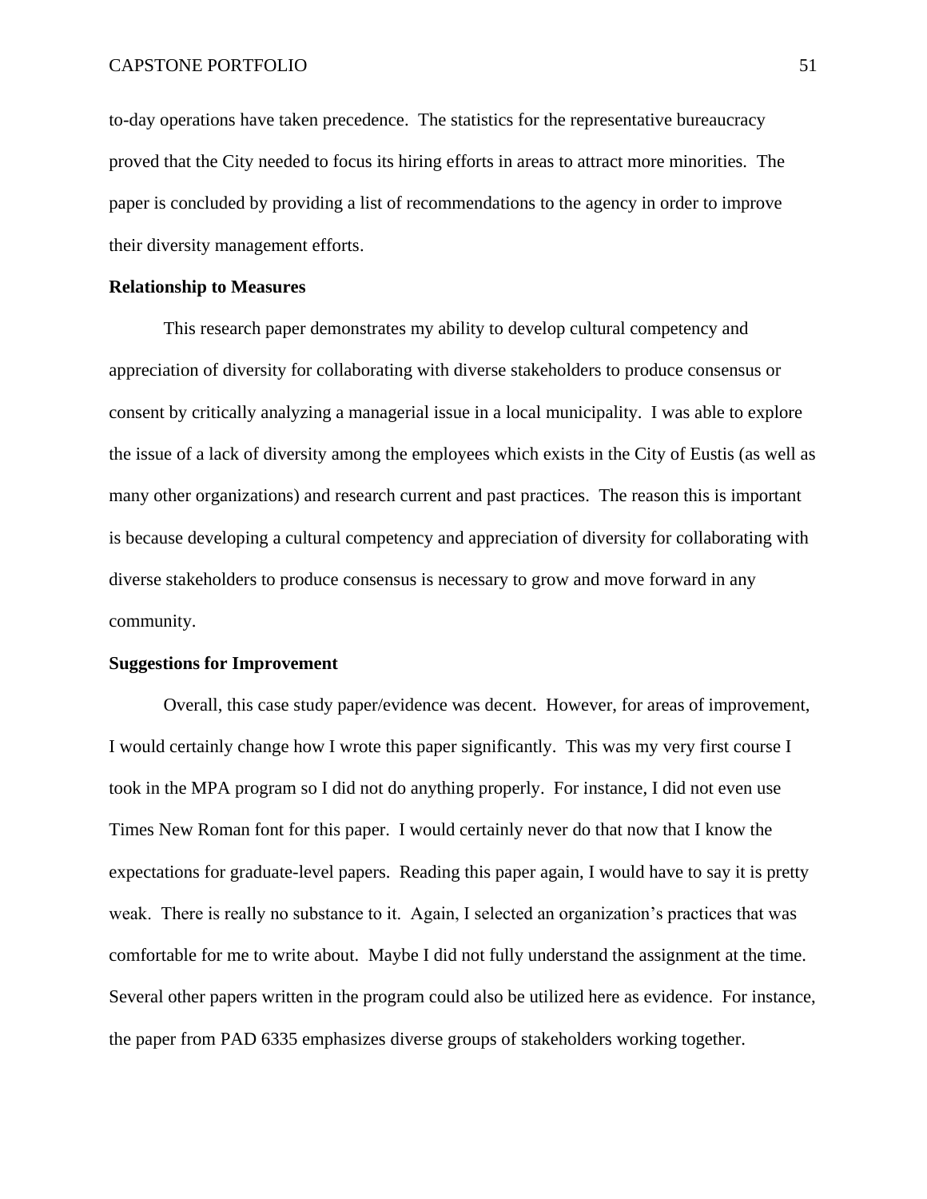to-day operations have taken precedence. The statistics for the representative bureaucracy proved that the City needed to focus its hiring efforts in areas to attract more minorities. The paper is concluded by providing a list of recommendations to the agency in order to improve their diversity management efforts.

**Relationship to Measures**

This research paper demonstrates my ability to develop cultural competency and appreciation of diversity for collaborating with diverse stakeholders to produce consensus or consent by critically analyzing a managerial issue in a local municipality. I was able to explore the issue of a lack of diversity among the employees which exists in the City of Eustis (as well as many other organizations) and research current and past practices. The reason this is important is because developing a cultural competency and appreciation of diversity for collaborating with diverse stakeholders to produce consensus is necessary to grow and move forward in any community.

**Suggestions for Improvement**

Overall, this case study paper/evidence was decent. However, for areas of improvement, I would certainly change how I wrote this paper significantly. This was my very first course I took in the MPA program so I did not do anything properly. For instance, I did not even use Times New Roman font for this paper. I would certainly never do that now that I know the expectations for graduate-level papers. Reading this paper again, I would have to say it is pretty weak. There is really no substance to it. Again, I selected an organization's practices that was comfortable for me to write about. Maybe I did not fully understand the assignment at the time. Several other papers written in the program could also be utilized here as evidence. For instance, the paper from PAD 6335 emphasizes diverse groups of stakeholders working together.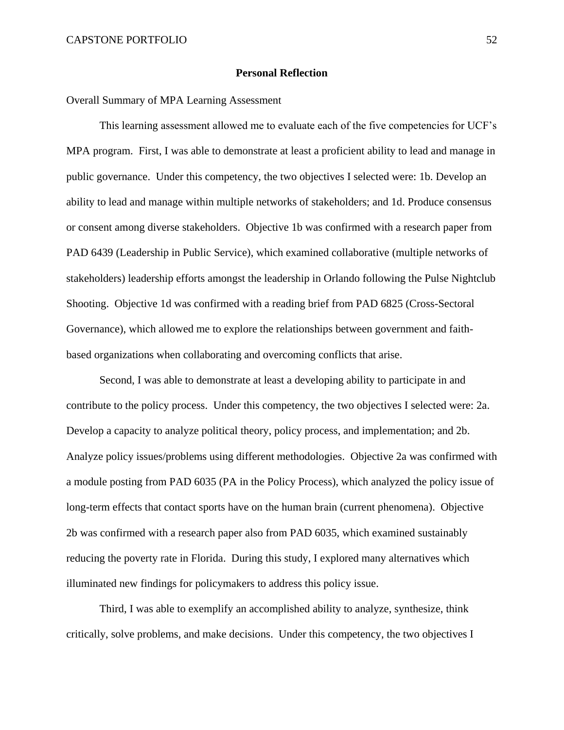## Personal Reflection

Overall Summary of MPA Learning Assessment

This learning assessment allowed me to evaluate each of the five competencies for UCF's MPA program. First, I was able to demonstrate at least a proficient ability to lead and manage in public governance. Under this competency, the two objectives I selected were: 1b. Develop an ability to lead and manage within multiple networks of stakeholders; and 1d. Produce consensus or consent among diverse stakeholders. Objective 1b was confirmed with a research paper from PAD 6439 (Leadership in Public Service), which examined collaborative (multiple networks of stakeholders) leadership efforts amongst the leadership in Orlando following the Pulse Nightclub Shooting. Objective 1d was confirmed with a reading brief from PAD 6825 (Cross-Sectoral Governance), which allowed me to explore the relationships between government and faith-based organizations when collaborating and overcoming conflicts that arise.

Second, I was able to demonstrate at least a developing ability to participate in and contribute to the policy process. Under this competency, the two objectives I selected were: 2a. Develop a capacity to analyze political theory, policy process, and implementation; and 2b. Analyze policy issues/problems using different methodologies. Objective 2a was confirmed with a module posting from PAD 6035 (PA in the Policy Process), which analyzed the policy issue of long-term effects that contact sports have on the human brain (current phenomena). Objective 2b was confirmed with a research paper also from PAD 6035, which examined sustainably reducing the poverty rate in Florida. During this study, I explored many alternatives which illuminated new findings for policymakers to address this policy issue.

Third, I was able to exemplify an accomplished ability to analyze, synthesize, think critically, solve problems, and make decisions. Under this competency, the two objectives I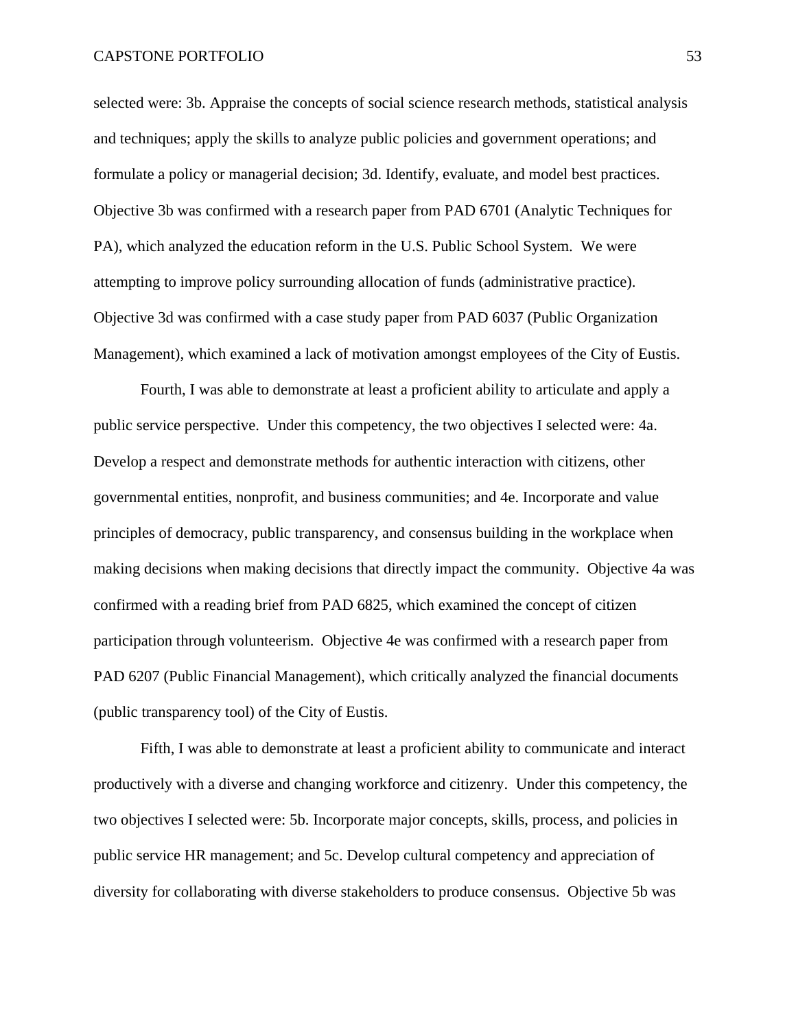selected were: 3b. Appraise the concepts of social science research methods, statistical analysis and techniques; apply the skills to analyze public policies and government operations; and formulate a policy or managerial decision; 3d. Identify, evaluate, and model best practices. Objective 3b was confirmed with a research paper from PAD 6701 (Analytic Techniques for PA), which analyzed the education reform in the U.S. Public School System. We were attempting to improve policy surrounding allocation of funds (administrative practice). Objective 3d was confirmed with a case study paper from PAD 6037 (Public Organization Management), which examined a lack of motivation amongst employees of the City of Eustis.

Fourth, I was able to demonstrate at least a proficient ability to articulate and apply a public service perspective. Under this competency, the two objectives I selected were: 4a. Develop a respect and demonstrate methods for authentic interaction with citizens, other governmental entities, nonprofit, and business communities; and 4e. Incorporate and value principles of democracy, public transparency, and consensus building in the workplace when making decisions when making decisions that directly impact the community. Objective 4a was confirmed with a reading brief from PAD 6825, which examined the concept of citizen participation through volunteerism. Objective 4e was confirmed with a research paper from PAD 6207 (Public Financial Management), which critically analyzed the financial documents (public transparency tool) of the City of Eustis.

Fifth, I was able to demonstrate at least a proficient ability to communicate and interact productively with a diverse and changing workforce and citizenry. Under this competency, the two objectives I selected were: 5b. Incorporate major concepts, skills, process, and policies in public service HR management; and 5c. Develop cultural competency and appreciation of diversity for collaborating with diverse stakeholders to produce consensus. Objective 5b was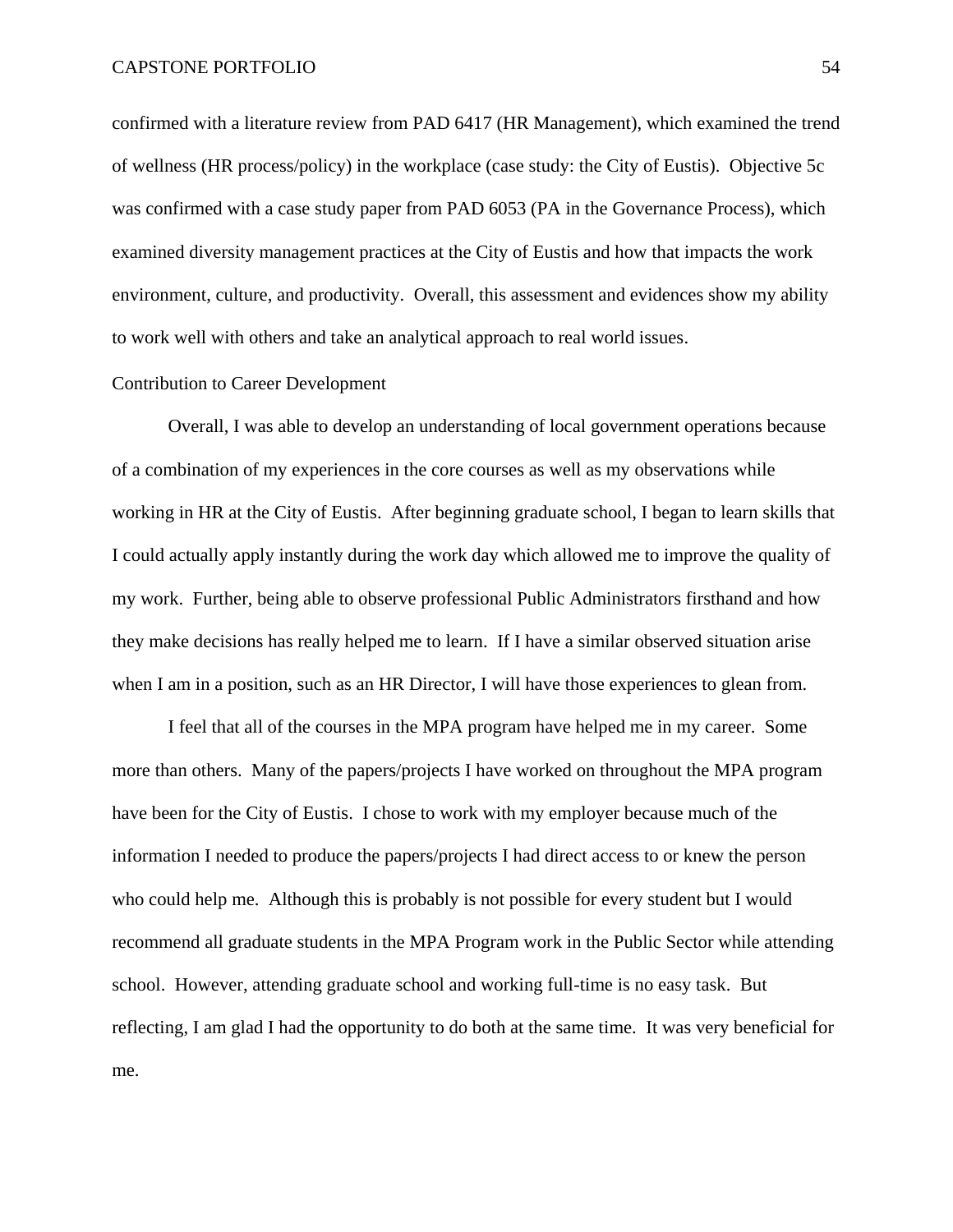confirmed with a literature review from PAD 6417 (HR Management), which examined the trend of wellness (HR process/policy) in the workplace (case study: the City of Eustis). Objective 5c was confirmed with a case study paper from PAD 6053 (PA in the Governance Process), which examined diversity management practices at the City of Eustis and how that impacts the work environment, culture, and productivity. Overall, this assessment and evidences show my ability to work well with others and take an analytical approach to real world issues.

## Contribution to Career Development

Overall, I was able to develop an understanding of local government operations because of a combination of my experiences in the core courses as well as my observations while working in HR at the City of Eustis. After beginning graduate school, I began to learn skills that I could actually apply instantly during the work day which allowed me to improve the quality of my work. Further, being able to observe professional Public Administrators firsthand and how they make decisions has really helped me to learn. If I have a similar observed situation arise when I am in a position, such as an HR Director, I will have those experiences to glean from.

I feel that all of the courses in the MPA program have helped me in my career. Some more than others. Many of the papers/projects I have worked on throughout the MPA program have been for the City of Eustis. I chose to work with my employer because much of the information I needed to produce the papers/projects I had direct access to or knew the person who could help me. Although this is probably is not possible for every student but I would recommend all graduate students in the MPA Program work in the Public Sector while attending school. However, attending graduate school and working full-time is no easy task. But reflecting, I am glad I had the opportunity to do both at the same time. It was very beneficial for me.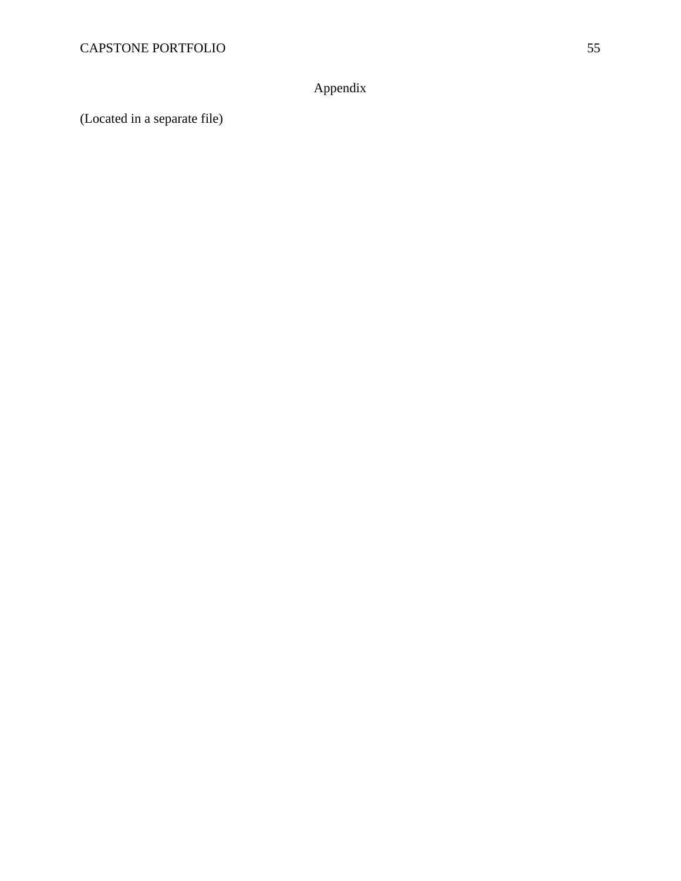# Appendix

(Located in a separate file)